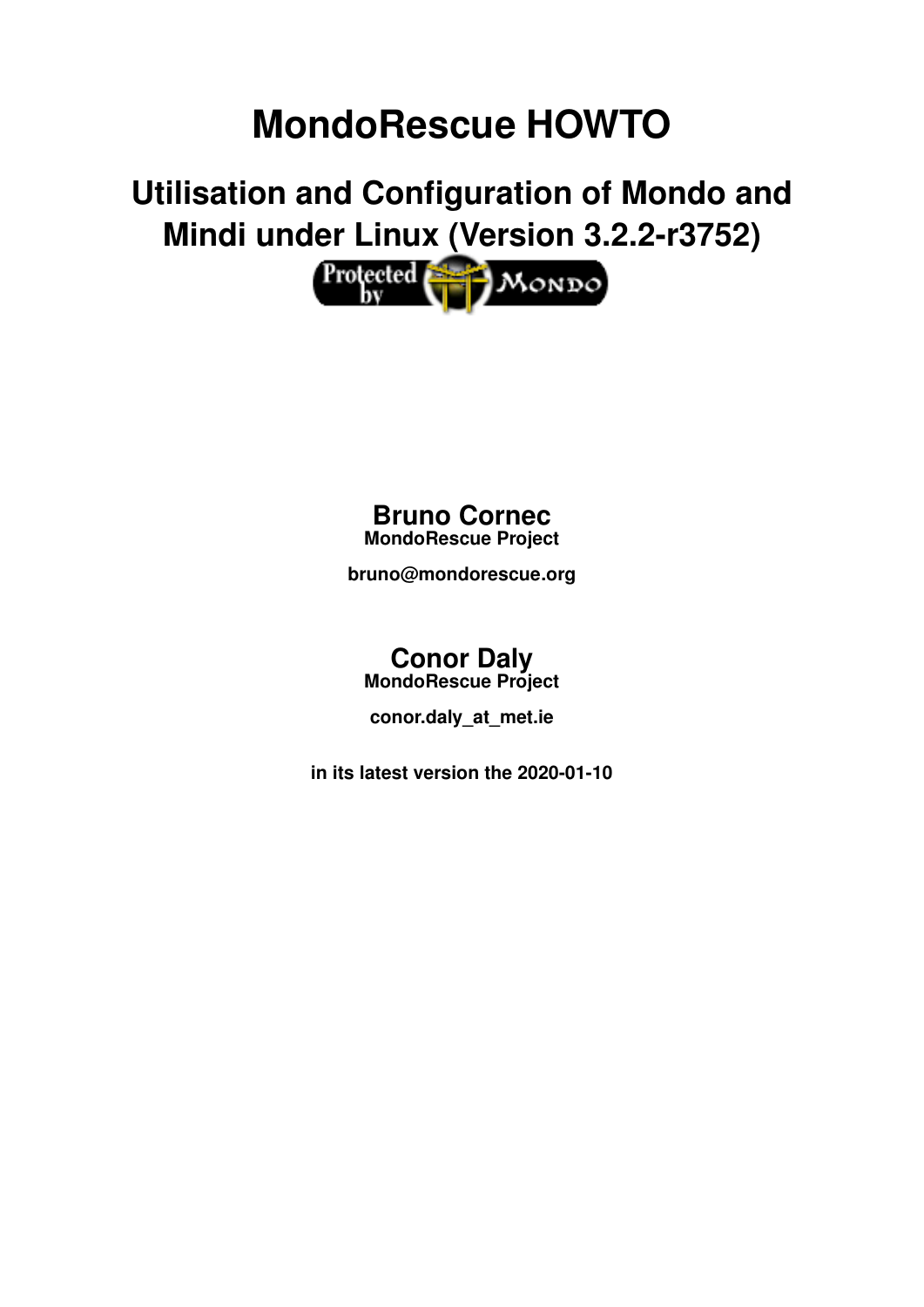# MondoRescue HOWTO

## Utilisation and Configuration of Mondo and Mindi under Linux (Version 3.2.2-r3752)

**Bruno Cornec**
**MondoRescue Project**

**bruno@mondorescue.org**

**Conor Daly**
**MondoRescue Project**

**conor.daly_at_met.ie**

**in its latest version the 2020-01-10**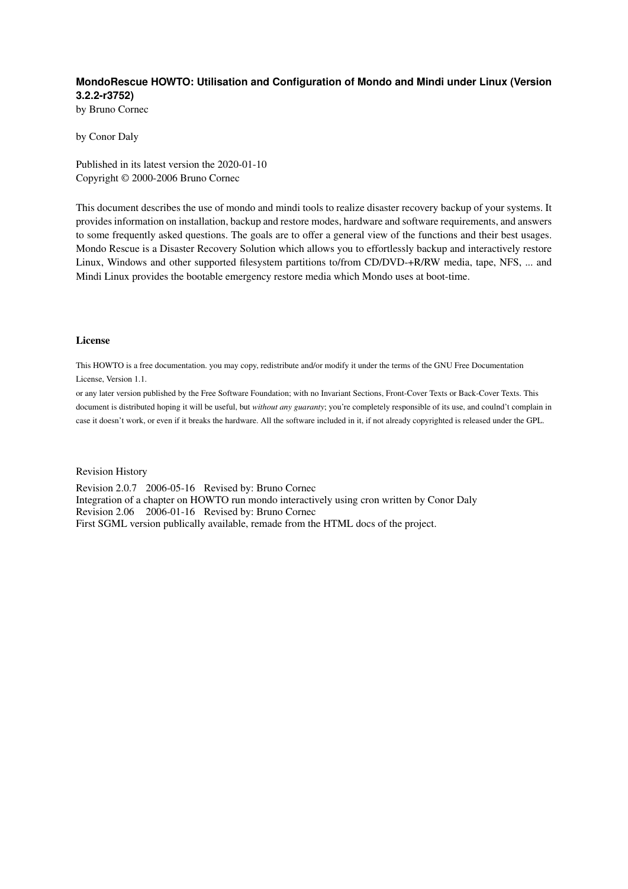**MondoRescue HOWTO: Utilisation and Configuration of Mondo and Mindi under Linux (Version 3.2.2-r3752)**

by Bruno Cornec

by Conor Daly

Published in its latest version the 2020-01-10
Copyright © 2000-2006 Bruno Cornec

This document describes the use of mondo and mindi tools to realize disaster recovery backup of your systems. It provides information on installation, backup and restore modes, hardware and software requirements, and answers to some frequently asked questions. The goals are to offer a general view of the functions and their best usages. Mondo Rescue is a Disaster Recovery Solution which allows you to effortlessly backup and interactively restore Linux, Windows and other supported filesystem partitions to/from CD/DVD-+R/RW media, tape, NFS, ... and Mindi Linux provides the bootable emergency restore media which Mondo uses at boot-time.

**License**

This HOWTO is a free documentation. you may copy, redistribute and/or modify it under the terms of the GNU Free Documentation License, Version 1.1.

or any later version published by the Free Software Foundation; with no Invariant Sections, Front-Cover Texts or Back-Cover Texts. This document is distributed hoping it will be useful, but *without any guaranty*; you're completely responsible of its use, and coulnd't complain in case it doesn't work, or even if it breaks the hardware. All the software included in it, if not already copyrighted is released under the GPL.

Revision History

Revision 2.0.7 2006-05-16 Revised by: Bruno Cornec
Integration of a chapter on HOWTO run mondo interactively using cron written by Conor Daly
Revision 2.06 2006-01-16 Revised by: Bruno Cornec
First SGML version publically available, remade from the HTML docs of the project.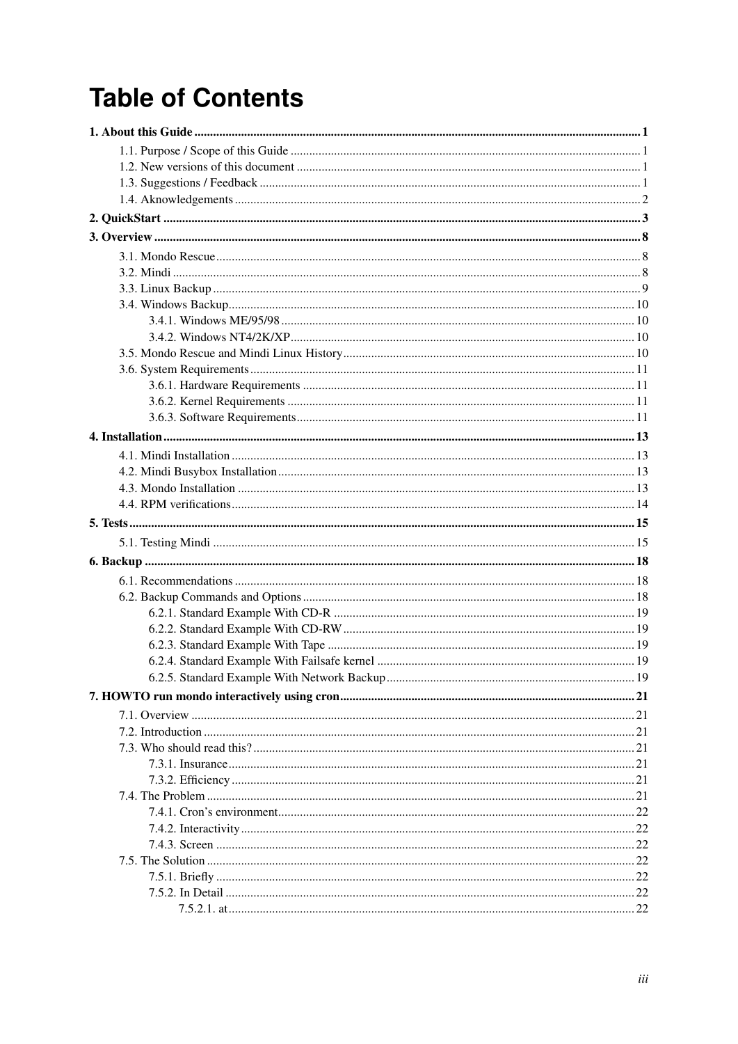# Table of Contents

**1. About this Guide** ..... **1**

- 1.1. Purpose / Scope of this Guide ..... 1
- 1.2. New versions of this document ..... 1
- 1.3. Suggestions / Feedback ..... 1
- 1.4. Aknowledgements ..... 2

**2. QuickStart** ..... **3**

**3. Overview** ..... **8**

- 3.1. Mondo Rescue ..... 8
- 3.2. Mindi ..... 8
- 3.3. Linux Backup ..... 9
- 3.4. Windows Backup ..... 10
  - 3.4.1. Windows ME/95/98 ..... 10
  - 3.4.2. Windows NT4/2K/XP ..... 10
- 3.5. Mondo Rescue and Mindi Linux History ..... 10
- 3.6. System Requirements ..... 11
  - 3.6.1. Hardware Requirements ..... 11
  - 3.6.2. Kernel Requirements ..... 11
  - 3.6.3. Software Requirements ..... 11

**4. Installation** ..... **13**

- 4.1. Mindi Installation ..... 13
- 4.2. Mindi Busybox Installation ..... 13
- 4.3. Mondo Installation ..... 13
- 4.4. RPM verifications ..... 14

**5. Tests** ..... **15**

- 5.1. Testing Mindi ..... 15

**6. Backup** ..... **18**

- 6.1. Recommendations ..... 18
- 6.2. Backup Commands and Options ..... 18
  - 6.2.1. Standard Example With CD-R ..... 19
  - 6.2.2. Standard Example With CD-RW ..... 19
  - 6.2.3. Standard Example With Tape ..... 19
  - 6.2.4. Standard Example With Failsafe kernel ..... 19
  - 6.2.5. Standard Example With Network Backup ..... 19

**7. HOWTO run mondo interactively using cron** ..... **21**

- 7.1. Overview ..... 21
- 7.2. Introduction ..... 21
- 7.3. Who should read this? ..... 21
  - 7.3.1. Insurance ..... 21
  - 7.3.2. Efficiency ..... 21
- 7.4. The Problem ..... 21
  - 7.4.1. Cron's environment ..... 22
  - 7.4.2. Interactivity ..... 22
  - 7.4.3. Screen ..... 22
- 7.5. The Solution ..... 22
  - 7.5.1. Briefly ..... 22
  - 7.5.2. In Detail ..... 22
    - 7.5.2.1. at ..... 22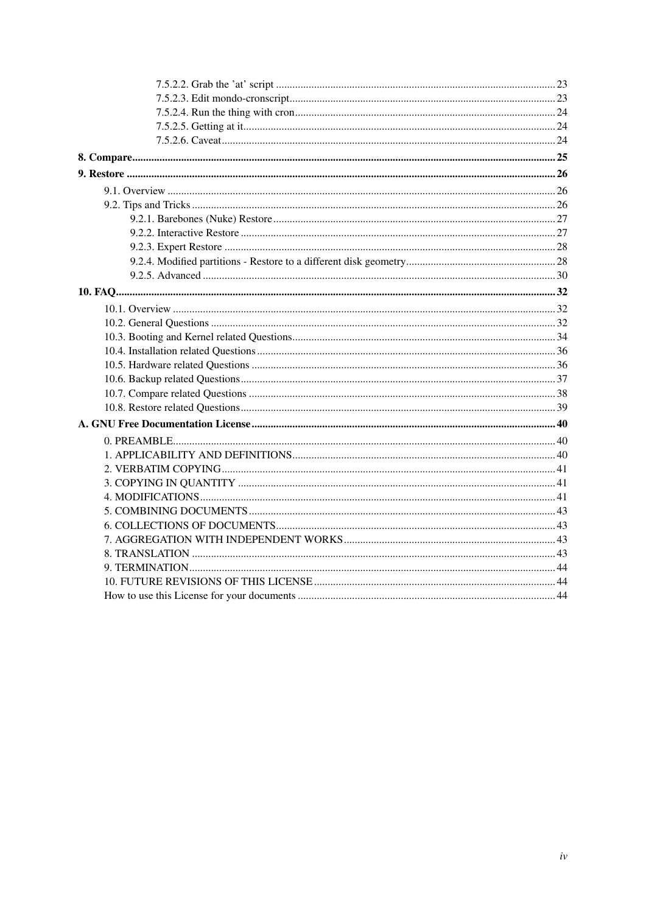7.5.2.2. Grab the 'at' script ............ 23
7.5.2.3. Edit mondo-cronscript............ 23
7.5.2.4. Run the thing with cron............ 24
7.5.2.5. Getting at it............ 24
7.5.2.6. Caveat............ 24

**8. Compare............ 25**

**9. Restore ............ 26**

9.1. Overview ............ 26
9.2. Tips and Tricks ............ 26
9.2.1. Barebones (Nuke) Restore............ 27
9.2.2. Interactive Restore ............ 27
9.2.3. Expert Restore ............ 28
9.2.4. Modified partitions - Restore to a different disk geometry............ 28
9.2.5. Advanced ............ 30

**10. FAQ............ 32**

10.1. Overview ............ 32
10.2. General Questions ............ 32
10.3. Booting and Kernel related Questions............ 34
10.4. Installation related Questions ............ 36
10.5. Hardware related Questions ............ 36
10.6. Backup related Questions............ 37
10.7. Compare related Questions ............ 38
10.8. Restore related Questions............ 39

**A. GNU Free Documentation License............ 40**

0. PREAMBLE............ 40
1. APPLICABILITY AND DEFINITIONS............ 40
2. VERBATIM COPYING............ 41
3. COPYING IN QUANTITY ............ 41
4. MODIFICATIONS............ 41
5. COMBINING DOCUMENTS ............ 43
6. COLLECTIONS OF DOCUMENTS............ 43
7. AGGREGATION WITH INDEPENDENT WORKS............ 43
8. TRANSLATION ............ 43
9. TERMINATION............ 44
10. FUTURE REVISIONS OF THIS LICENSE............ 44
How to use this License for your documents ............ 44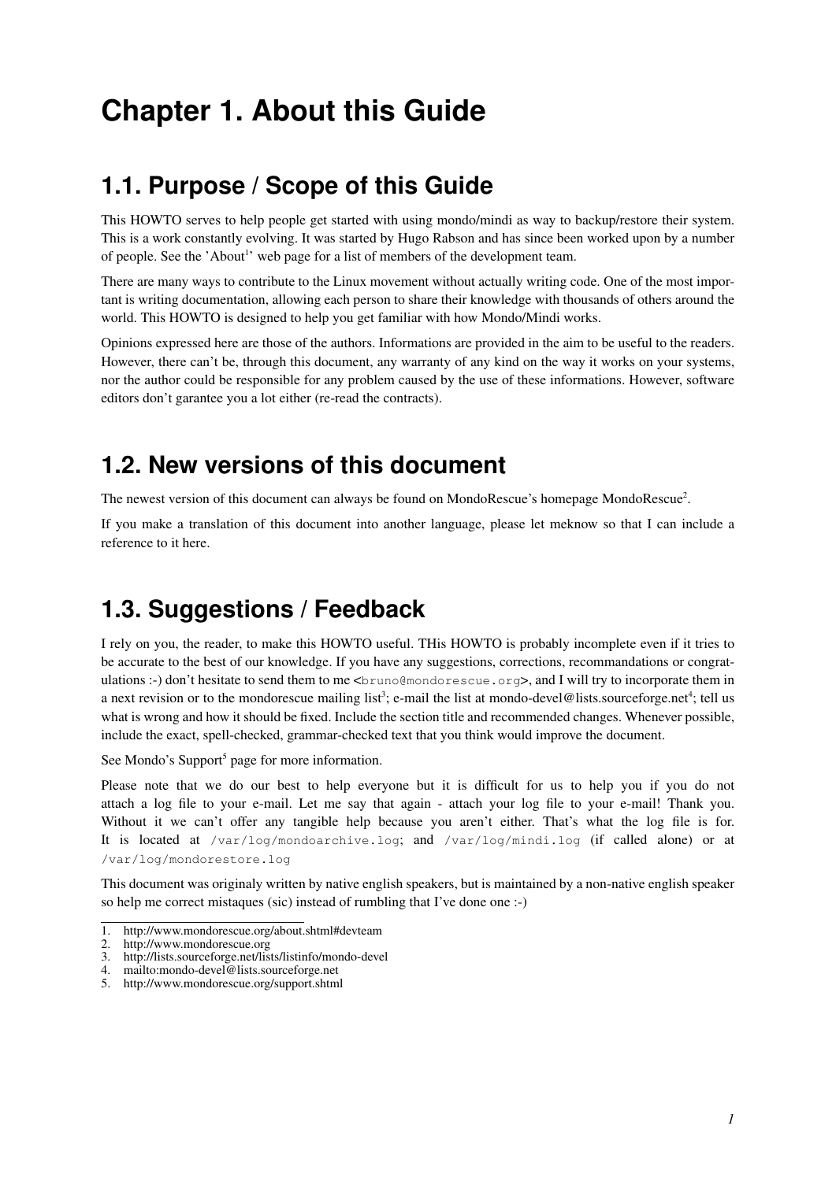# Chapter 1. About this Guide

## 1.1. Purpose / Scope of this Guide

This HOWTO serves to help people get started with using mondo/mindi as way to backup/restore their system. This is a work constantly evolving. It was started by Hugo Rabson and has since been worked upon by a number of people. See the 'About[1]' web page for a list of members of the development team.

There are many ways to contribute to the Linux movement without actually writing code. One of the most important is writing documentation, allowing each person to share their knowledge with thousands of others around the world. This HOWTO is designed to help you get familiar with how Mondo/Mindi works.

Opinions expressed here are those of the authors. Informations are provided in the aim to be useful to the readers. However, there can't be, through this document, any warranty of any kind on the way it works on your systems, nor the author could be responsible for any problem caused by the use of these informations. However, software editors don't garantee you a lot either (re-read the contracts).

## 1.2. New versions of this document

The newest version of this document can always be found on MondoRescue's homepage MondoRescue[2].

If you make a translation of this document into another language, please let meknow so that I can include a reference to it here.

## 1.3. Suggestions / Feedback

I rely on you, the reader, to make this HOWTO useful. THis HOWTO is probably incomplete even if it tries to be accurate to the best of our knowledge. If you have any suggestions, corrections, recommandations or congratulations :-) don't hesitate to send them to me <`bruno@mondorescue.org`>, and I will try to incorporate them in a next revision or to the mondorescue mailing list[3]; e-mail the list at mondo-devel@lists.sourceforge.net[4]; tell us what is wrong and how it should be fixed. Include the section title and recommended changes. Whenever possible, include the exact, spell-checked, grammar-checked text that you think would improve the document.

See Mondo's Support[5] page for more information.

Please note that we do our best to help everyone but it is difficult for us to help you if you do not attach a log file to your e-mail. Let me say that again - attach your log file to your e-mail! Thank you. Without it we can't offer any tangible help because you aren't either. That's what the log file is for. It is located at `/var/log/mondoarchive.log`; and `/var/log/mindi.log` (if called alone) or at `/var/log/mondorestore.log`

This document was originaly written by native english speakers, but is maintained by a non-native english speaker so help me correct mistaques (sic) instead of rumbling that I've done one :-)

1. http://www.mondorescue.org/about.shtml#devteam
2. http://www.mondorescue.org
3. http://lists.sourceforge.net/lists/listinfo/mondo-devel
4. mailto:mondo-devel@lists.sourceforge.net
5. http://www.mondorescue.org/support.shtml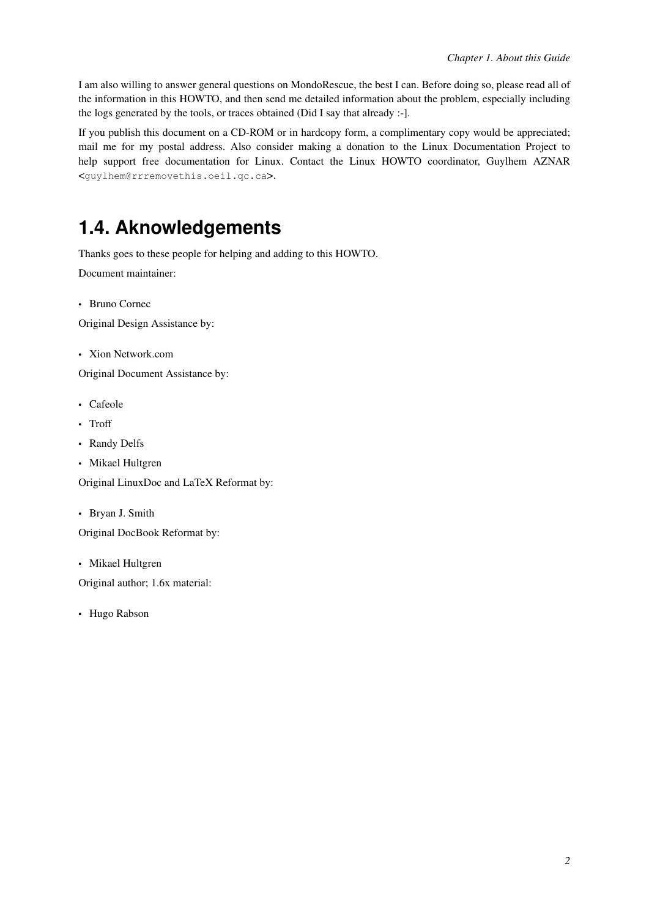I am also willing to answer general questions on MondoRescue, the best I can. Before doing so, please read all of the information in this HOWTO, and then send me detailed information about the problem, especially including the logs generated by the tools, or traces obtained (Did I say that already :-].

If you publish this document on a CD-ROM or in hardcopy form, a complimentary copy would be appreciated; mail me for my postal address. Also consider making a donation to the Linux Documentation Project to help support free documentation for Linux. Contact the Linux HOWTO coordinator, Guylhem AZNAR <`guylhem@rrremovethis.oeil.qc.ca`>.

## 1.4. Aknowledgements

Thanks goes to these people for helping and adding to this HOWTO.

Document maintainer:

- Bruno Cornec

Original Design Assistance by:

- Xion Network.com

Original Document Assistance by:

- Cafeole
- Troff
- Randy Delfs
- Mikael Hultgren

Original LinuxDoc and LaTeX Reformat by:

- Bryan J. Smith

Original DocBook Reformat by:

- Mikael Hultgren

Original author; 1.6x material:

- Hugo Rabson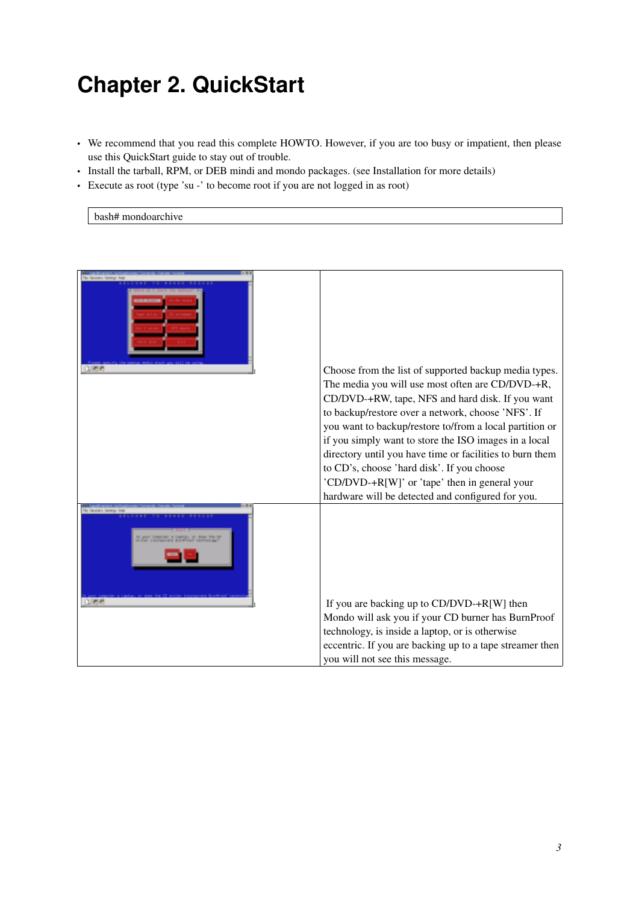# Chapter 2. QuickStart

- We recommend that you read this complete HOWTO. However, if you are too busy or impatient, then please use this QuickStart guide to stay out of trouble.
- Install the tarball, RPM, or DEB mindi and mondo packages. (see Installation for more details)
- Execute as root (type 'su -' to become root if you are not logged in as root)

```
bash# mondoarchive
```

| | |
|---|---|
| | Choose from the list of supported backup media types. The media you will use most often are CD/DVD-+R, CD/DVD-+RW, tape, NFS and hard disk. If you want to backup/restore over a network, choose 'NFS'. If you want to backup/restore to/from a local partition or if you simply want to store the ISO images in a local directory until you have time or facilities to burn them to CD's, choose 'hard disk'. If you choose 'CD/DVD-+R[W]' or 'tape' then in general your hardware will be detected and configured for you. |
| | If you are backing up to CD/DVD-+R[W] then Mondo will ask you if your CD burner has BurnProof technology, is inside a laptop, or is otherwise eccentric. If you are backing up to a tape streamer then you will not see this message. |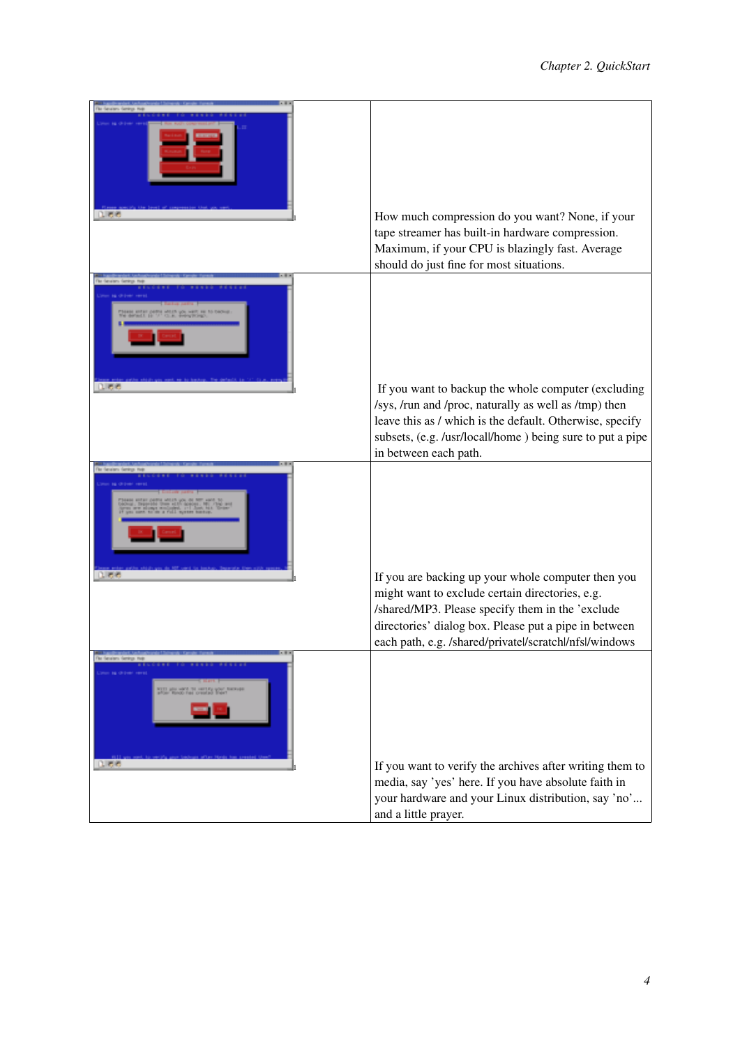| | |
|---|---|
| | How much compression do you want? None, if your tape streamer has built-in hardware compression. Maximum, if your CPU is blazingly fast. Average should do just fine for most situations. |
| | If you want to backup the whole computer (excluding /sys, /run and /proc, naturally as well as /tmp) then leave this as / which is the default. Otherwise, specify subsets, (e.g. /usr/local/home ) being sure to put a pipe in between each path. |
| | If you are backing up your whole computer then you might want to exclude certain directories, e.g. /shared/MP3. Please specify them in the 'exclude directories' dialog box. Please put a pipe in between each path, e.g. /shared/private\|/scratch\|/nfs\|/windows |
| | If you want to verify the archives after writing them to media, say 'yes' here. If you have absolute faith in your hardware and your Linux distribution, say 'no'... and a little prayer. |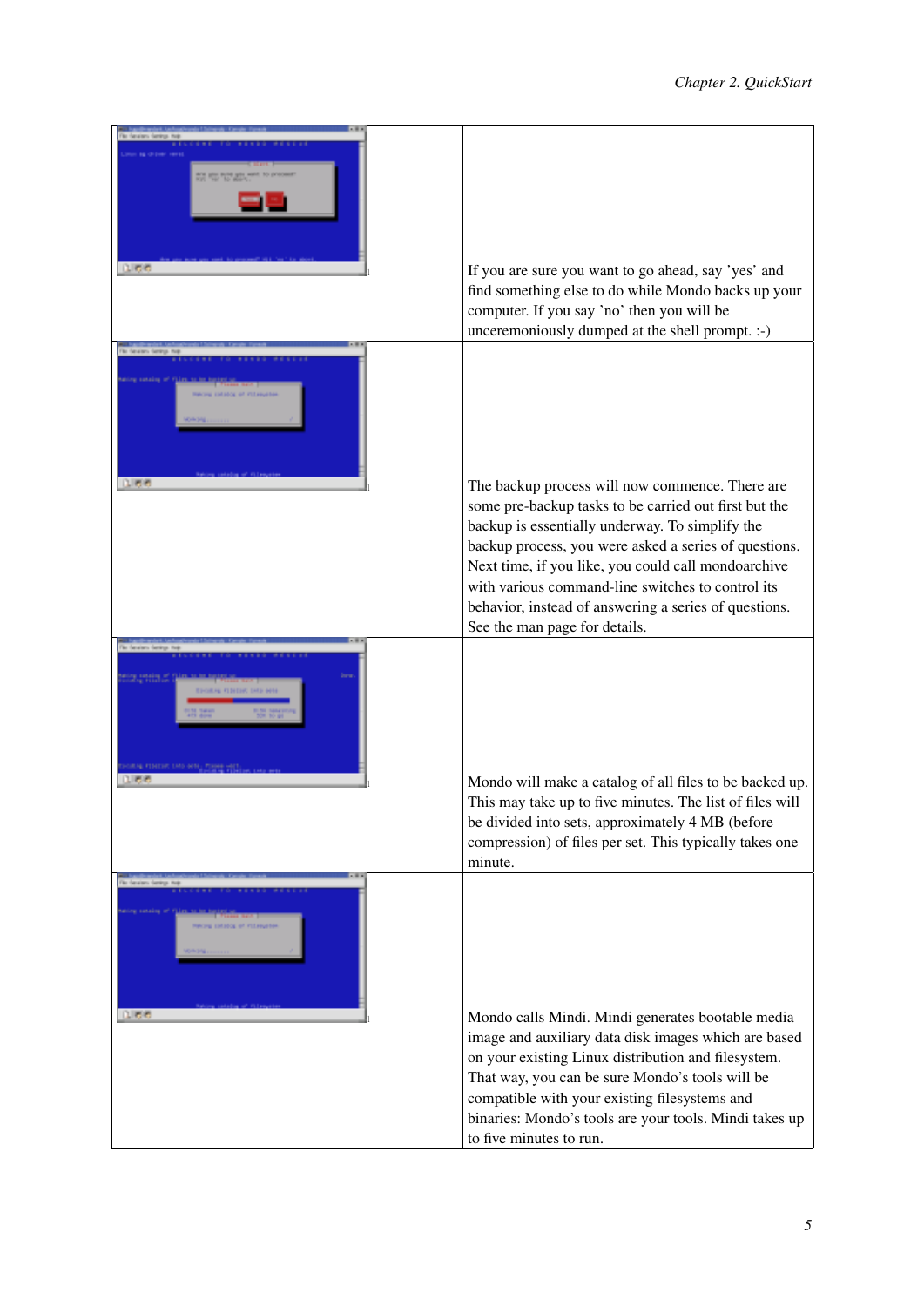| | |
|---|---|
| | If you are sure you want to go ahead, say 'yes' and find something else to do while Mondo backs up your computer. If you say 'no' then you will be unceremoniously dumped at the shell prompt. :-) |
| | The backup process will now commence. There are some pre-backup tasks to be carried out first but the backup is essentially underway. To simplify the backup process, you were asked a series of questions. Next time, if you like, you could call mondoarchive with various command-line switches to control its behavior, instead of answering a series of questions. See the man page for details. |
| | Mondo will make a catalog of all files to be backed up. This may take up to five minutes. The list of files will be divided into sets, approximately 4 MB (before compression) of files per set. This typically takes one minute. |
| | Mondo calls Mindi. Mindi generates bootable media image and auxiliary data disk images which are based on your existing Linux distribution and filesystem. That way, you can be sure Mondo's tools will be compatible with your existing filesystems and binaries: Mondo's tools are your tools. Mindi takes up to five minutes to run. |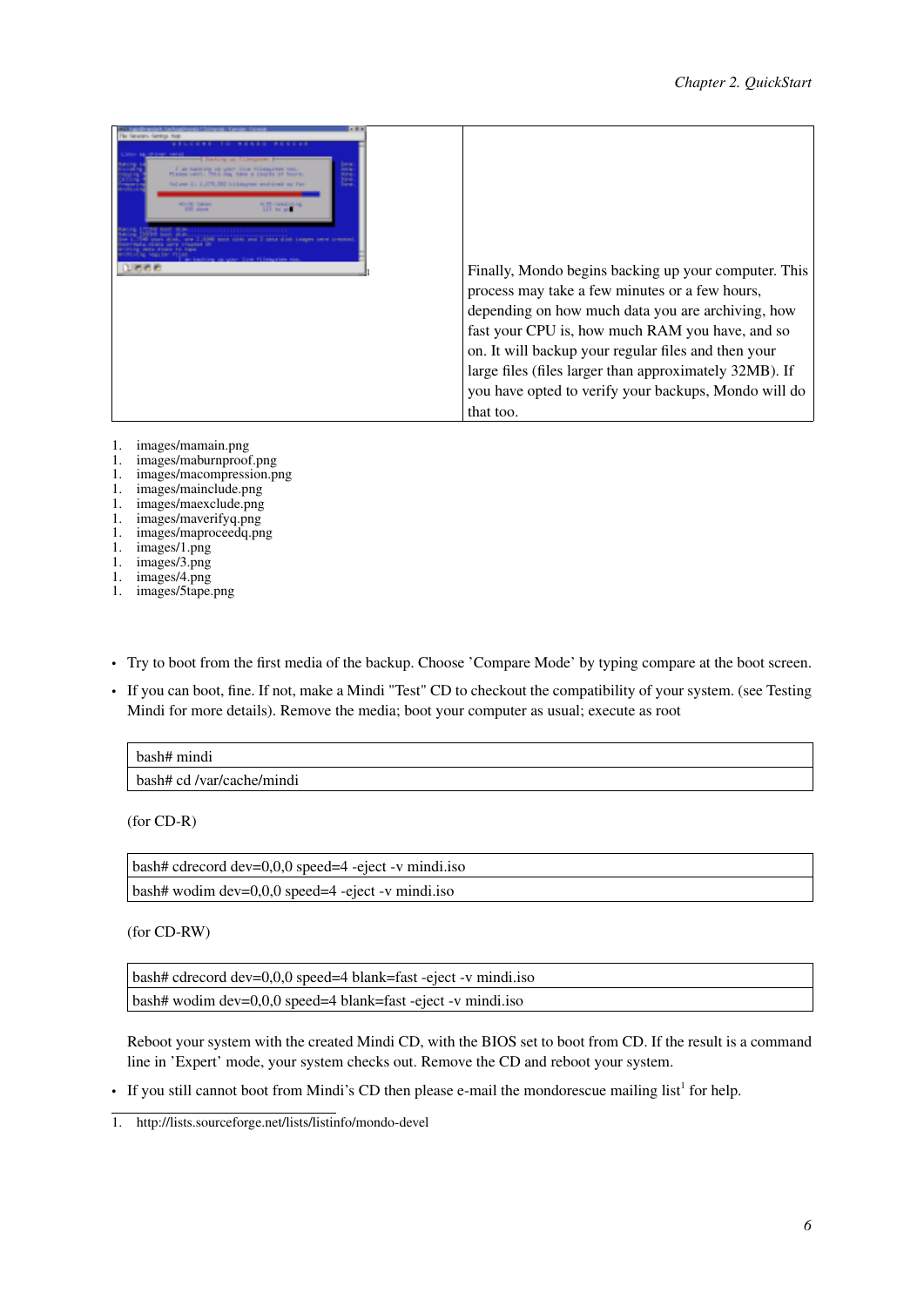| | |
|---|---|
| | Finally, Mondo begins backing up your computer. This process may take a few minutes or a few hours, depending on how much data you are archiving, how fast your CPU is, how much RAM you have, and so on. It will backup your regular files and then your large files (files larger than approximately 32MB). If you have opted to verify your backups, Mondo will do that too. |

1. images/mamain.png
1. images/maburnproof.png
1. images/macompression.png
1. images/mainclude.png
1. images/maexclude.png
1. images/maverifyq.png
1. images/maproceedq.png
1. images/1.png
1. images/3.png
1. images/4.png
1. images/5tape.png

- Try to boot from the first media of the backup. Choose 'Compare Mode' by typing compare at the boot screen.
- If you can boot, fine. If not, make a Mindi "Test" CD to checkout the compatibility of your system. (see Testing Mindi for more details). Remove the media; boot your computer as usual; execute as root

```
bash# mindi
bash# cd /var/cache/mindi
```

(for CD-R)

```
bash# cdrecord dev=0,0,0 speed=4 -eject -v mindi.iso
bash# wodim dev=0,0,0 speed=4 -eject -v mindi.iso
```

(for CD-RW)

```
bash# cdrecord dev=0,0,0 speed=4 blank=fast -eject -v mindi.iso
bash# wodim dev=0,0,0 speed=4 blank=fast -eject -v mindi.iso
```

Reboot your system with the created Mindi CD, with the BIOS set to boot from CD. If the result is a command line in 'Expert' mode, your system checks out. Remove the CD and reboot your system.

- If you still cannot boot from Mindi's CD then please e-mail the mondorescue mailing list[1] for help.

1. http://lists.sourceforge.net/lists/listinfo/mondo-devel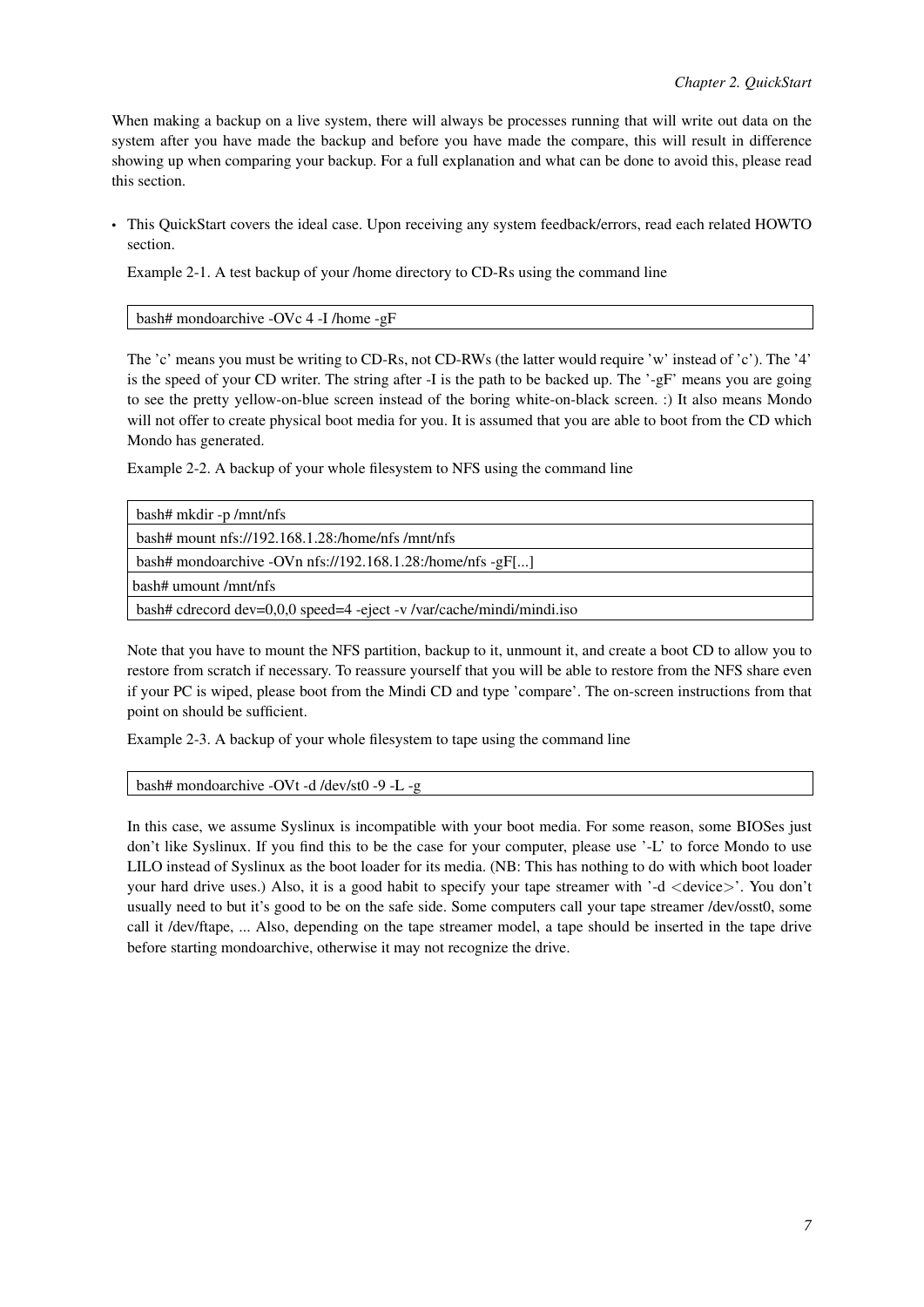When making a backup on a live system, there will always be processes running that will write out data on the system after you have made the backup and before you have made the compare, this will result in difference showing up when comparing your backup. For a full explanation and what can be done to avoid this, please read this section.

- This QuickStart covers the ideal case. Upon receiving any system feedback/errors, read each related HOWTO section.

  Example 2-1. A test backup of your /home directory to CD-Rs using the command line

  ```
  bash# mondoarchive -OVc 4 -I /home -gF
  ```

  The 'c' means you must be writing to CD-Rs, not CD-RWs (the latter would require 'w' instead of 'c'). The '4' is the speed of your CD writer. The string after -I is the path to be backed up. The '-gF' means you are going to see the pretty yellow-on-blue screen instead of the boring white-on-black screen. :) It also means Mondo will not offer to create physical boot media for you. It is assumed that you are able to boot from the CD which Mondo has generated.

  Example 2-2. A backup of your whole filesystem to NFS using the command line

  ```
  bash# mkdir -p /mnt/nfs
  bash# mount nfs://192.168.1.28:/home/nfs /mnt/nfs
  bash# mondoarchive -OVn nfs://192.168.1.28:/home/nfs -gF[...]
  bash# umount /mnt/nfs
  bash# cdrecord dev=0,0,0 speed=4 -eject -v /var/cache/mindi/mindi.iso
  ```

  Note that you have to mount the NFS partition, backup to it, unmount it, and create a boot CD to allow you to restore from scratch if necessary. To reassure yourself that you will be able to restore from the NFS share even if your PC is wiped, please boot from the Mindi CD and type 'compare'. The on-screen instructions from that point on should be sufficient.

  Example 2-3. A backup of your whole filesystem to tape using the command line

  ```
  bash# mondoarchive -OVt -d /dev/st0 -9 -L -g
  ```

  In this case, we assume Syslinux is incompatible with your boot media. For some reason, some BIOSes just don't like Syslinux. If you find this to be the case for your computer, please use '-L' to force Mondo to use LILO instead of Syslinux as the boot loader for its media. (NB: This has nothing to do with which boot loader your hard drive uses.) Also, it is a good habit to specify your tape streamer with '-d <device>'. You don't usually need to but it's good to be on the safe side. Some computers call your tape streamer /dev/osst0, some call it /dev/ftape, ... Also, depending on the tape streamer model, a tape should be inserted in the tape drive before starting mondoarchive, otherwise it may not recognize the drive.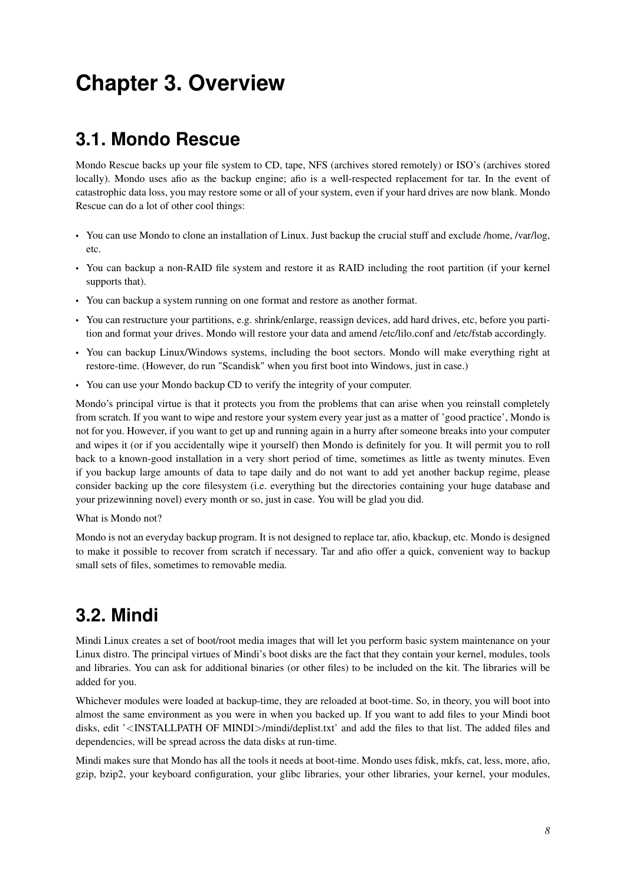# Chapter 3. Overview

## 3.1. Mondo Rescue

Mondo Rescue backs up your file system to CD, tape, NFS (archives stored remotely) or ISO's (archives stored locally). Mondo uses afio as the backup engine; afio is a well-respected replacement for tar. In the event of catastrophic data loss, you may restore some or all of your system, even if your hard drives are now blank. Mondo Rescue can do a lot of other cool things:

- You can use Mondo to clone an installation of Linux. Just backup the crucial stuff and exclude /home, /var/log, etc.
- You can backup a non-RAID file system and restore it as RAID including the root partition (if your kernel supports that).
- You can backup a system running on one format and restore as another format.
- You can restructure your partitions, e.g. shrink/enlarge, reassign devices, add hard drives, etc, before you partition and format your drives. Mondo will restore your data and amend /etc/lilo.conf and /etc/fstab accordingly.
- You can backup Linux/Windows systems, including the boot sectors. Mondo will make everything right at restore-time. (However, do run "Scandisk" when you first boot into Windows, just in case.)
- You can use your Mondo backup CD to verify the integrity of your computer.

Mondo's principal virtue is that it protects you from the problems that can arise when you reinstall completely from scratch. If you want to wipe and restore your system every year just as a matter of 'good practice', Mondo is not for you. However, if you want to get up and running again in a hurry after someone breaks into your computer and wipes it (or if you accidentally wipe it yourself) then Mondo is definitely for you. It will permit you to roll back to a known-good installation in a very short period of time, sometimes as little as twenty minutes. Even if you backup large amounts of data to tape daily and do not want to add yet another backup regime, please consider backing up the core filesystem (i.e. everything but the directories containing your huge database and your prizewinning novel) every month or so, just in case. You will be glad you did.

What is Mondo not?

Mondo is not an everyday backup program. It is not designed to replace tar, afio, kbackup, etc. Mondo is designed to make it possible to recover from scratch if necessary. Tar and afio offer a quick, convenient way to backup small sets of files, sometimes to removable media.

## 3.2. Mindi

Mindi Linux creates a set of boot/root media images that will let you perform basic system maintenance on your Linux distro. The principal virtues of Mindi's boot disks are the fact that they contain your kernel, modules, tools and libraries. You can ask for additional binaries (or other files) to be included on the kit. The libraries will be added for you.

Whichever modules were loaded at backup-time, they are reloaded at boot-time. So, in theory, you will boot into almost the same environment as you were in when you backed up. If you want to add files to your Mindi boot disks, edit '<INSTALLPATH OF MINDI>/mindi/deplist.txt' and add the files to that list. The added files and dependencies, will be spread across the data disks at run-time.

Mindi makes sure that Mondo has all the tools it needs at boot-time. Mondo uses fdisk, mkfs, cat, less, more, afio, gzip, bzip2, your keyboard configuration, your glibc libraries, your other libraries, your kernel, your modules,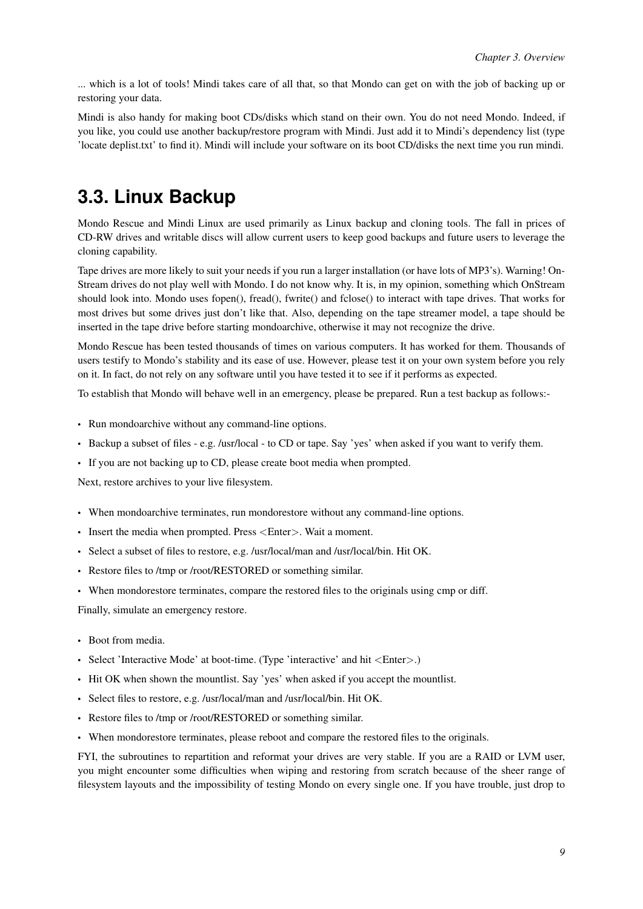... which is a lot of tools! Mindi takes care of all that, so that Mondo can get on with the job of backing up or restoring your data.

Mindi is also handy for making boot CDs/disks which stand on their own. You do not need Mondo. Indeed, if you like, you could use another backup/restore program with Mindi. Just add it to Mindi's dependency list (type 'locate deplist.txt' to find it). Mindi will include your software on its boot CD/disks the next time you run mindi.

## 3.3. Linux Backup

Mondo Rescue and Mindi Linux are used primarily as Linux backup and cloning tools. The fall in prices of CD-RW drives and writable discs will allow current users to keep good backups and future users to leverage the cloning capability.

Tape drives are more likely to suit your needs if you run a larger installation (or have lots of MP3's). Warning! OnStream drives do not play well with Mondo. I do not know why. It is, in my opinion, something which OnStream should look into. Mondo uses fopen(), fread(), fwrite() and fclose() to interact with tape drives. That works for most drives but some drives just don't like that. Also, depending on the tape streamer model, a tape should be inserted in the tape drive before starting mondoarchive, otherwise it may not recognize the drive.

Mondo Rescue has been tested thousands of times on various computers. It has worked for them. Thousands of users testify to Mondo's stability and its ease of use. However, please test it on your own system before you rely on it. In fact, do not rely on any software until you have tested it to see if it performs as expected.

To establish that Mondo will behave well in an emergency, please be prepared. Run a test backup as follows:-

- Run mondoarchive without any command-line options.
- Backup a subset of files - e.g. /usr/local - to CD or tape. Say 'yes' when asked if you want to verify them.
- If you are not backing up to CD, please create boot media when prompted.

Next, restore archives to your live filesystem.

- When mondoarchive terminates, run mondorestore without any command-line options.
- Insert the media when prompted. Press <Enter>. Wait a moment.
- Select a subset of files to restore, e.g. /usr/local/man and /usr/local/bin. Hit OK.
- Restore files to /tmp or /root/RESTORED or something similar.
- When mondorestore terminates, compare the restored files to the originals using cmp or diff.

Finally, simulate an emergency restore.

- Boot from media.
- Select 'Interactive Mode' at boot-time. (Type 'interactive' and hit <Enter>.)
- Hit OK when shown the mountlist. Say 'yes' when asked if you accept the mountlist.
- Select files to restore, e.g. /usr/local/man and /usr/local/bin. Hit OK.
- Restore files to /tmp or /root/RESTORED or something similar.
- When mondorestore terminates, please reboot and compare the restored files to the originals.

FYI, the subroutines to repartition and reformat your drives are very stable. If you are a RAID or LVM user, you might encounter some difficulties when wiping and restoring from scratch because of the sheer range of filesystem layouts and the impossibility of testing Mondo on every single one. If you have trouble, just drop to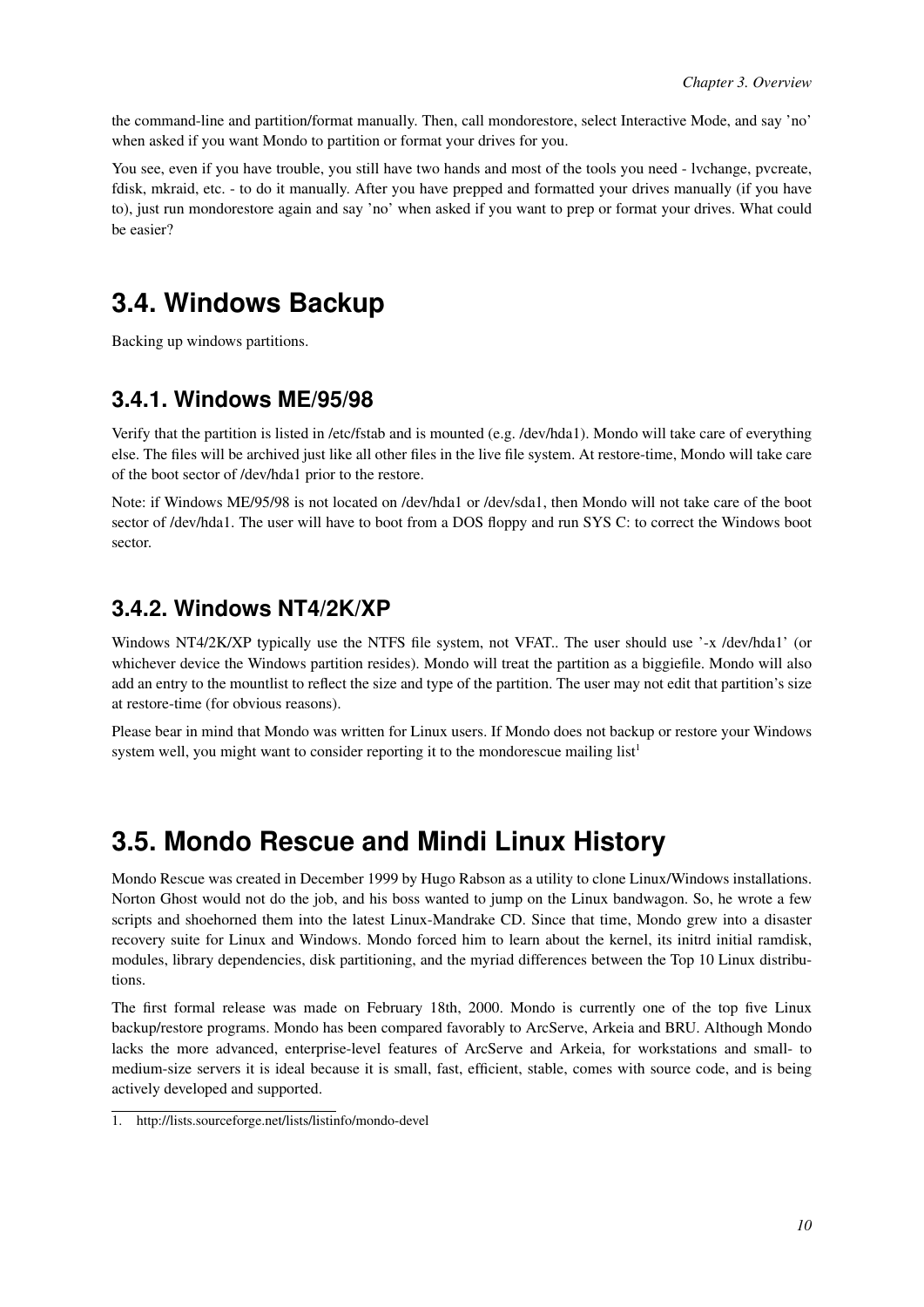the command-line and partition/format manually. Then, call mondorestore, select Interactive Mode, and say 'no' when asked if you want Mondo to partition or format your drives for you.

You see, even if you have trouble, you still have two hands and most of the tools you need - lvchange, pvcreate, fdisk, mkraid, etc. - to do it manually. After you have prepped and formatted your drives manually (if you have to), just run mondorestore again and say 'no' when asked if you want to prep or format your drives. What could be easier?

## 3.4. Windows Backup

Backing up windows partitions.

### 3.4.1. Windows ME/95/98

Verify that the partition is listed in /etc/fstab and is mounted (e.g. /dev/hda1). Mondo will take care of everything else. The files will be archived just like all other files in the live file system. At restore-time, Mondo will take care of the boot sector of /dev/hda1 prior to the restore.

Note: if Windows ME/95/98 is not located on /dev/hda1 or /dev/sda1, then Mondo will not take care of the boot sector of /dev/hda1. The user will have to boot from a DOS floppy and run SYS C: to correct the Windows boot sector.

### 3.4.2. Windows NT4/2K/XP

Windows NT4/2K/XP typically use the NTFS file system, not VFAT.. The user should use '-x /dev/hda1' (or whichever device the Windows partition resides). Mondo will treat the partition as a biggiefile. Mondo will also add an entry to the mountlist to reflect the size and type of the partition. The user may not edit that partition's size at restore-time (for obvious reasons).

Please bear in mind that Mondo was written for Linux users. If Mondo does not backup or restore your Windows system well, you might want to consider reporting it to the mondorescue mailing list[1]

## 3.5. Mondo Rescue and Mindi Linux History

Mondo Rescue was created in December 1999 by Hugo Rabson as a utility to clone Linux/Windows installations. Norton Ghost would not do the job, and his boss wanted to jump on the Linux bandwagon. So, he wrote a few scripts and shoehorned them into the latest Linux-Mandrake CD. Since that time, Mondo grew into a disaster recovery suite for Linux and Windows. Mondo forced him to learn about the kernel, its initrd initial ramdisk, modules, library dependencies, disk partitioning, and the myriad differences between the Top 10 Linux distributions.

The first formal release was made on February 18th, 2000. Mondo is currently one of the top five Linux backup/restore programs. Mondo has been compared favorably to ArcServe, Arkeia and BRU. Although Mondo lacks the more advanced, enterprise-level features of ArcServe and Arkeia, for workstations and small- to medium-size servers it is ideal because it is small, fast, efficient, stable, comes with source code, and is being actively developed and supported.

1. http://lists.sourceforge.net/lists/listinfo/mondo-devel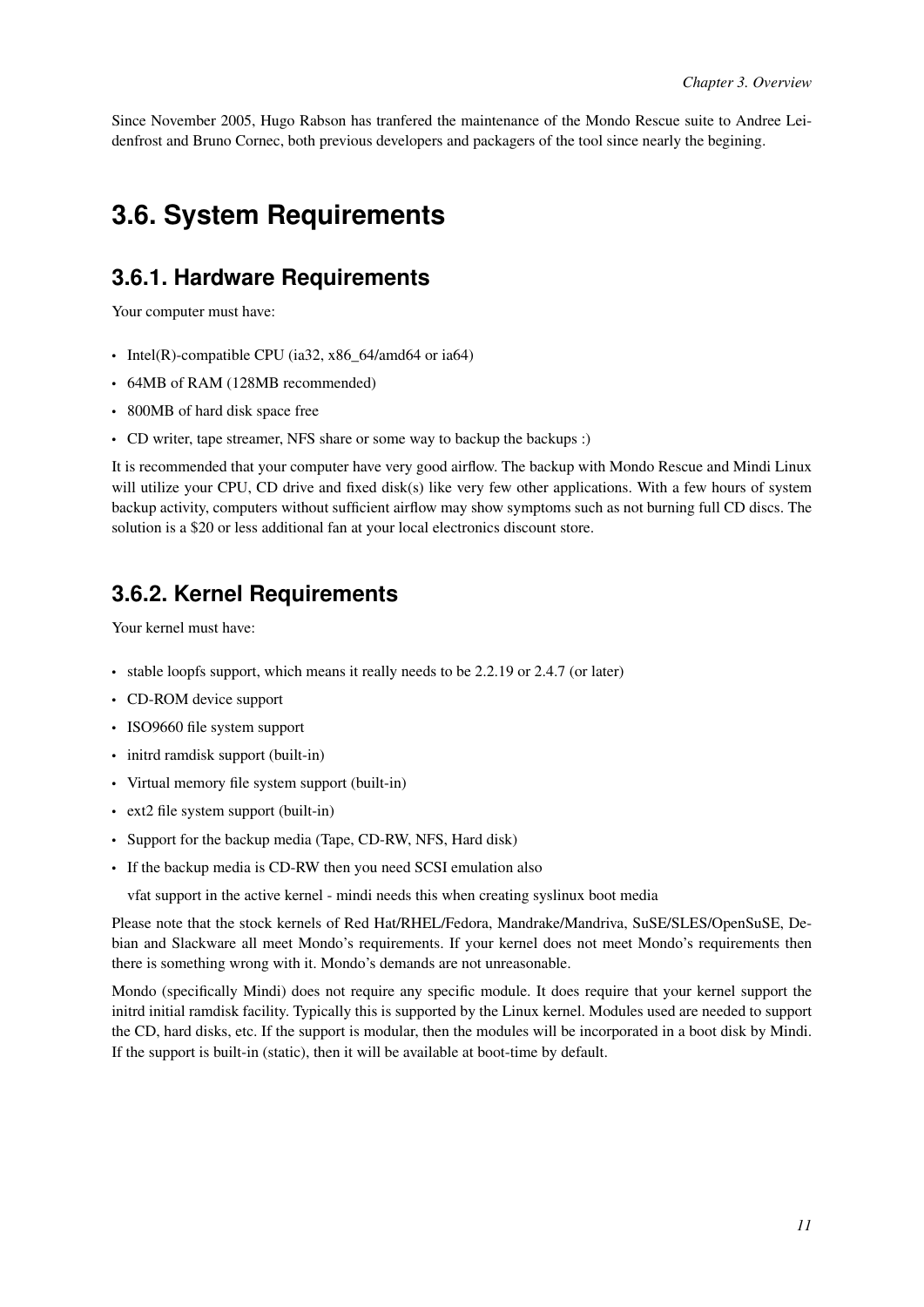Since November 2005, Hugo Rabson has tranfered the maintenance of the Mondo Rescue suite to Andree Leidenfrost and Bruno Cornec, both previous developers and packagers of the tool since nearly the begining.

# 3.6. System Requirements

## 3.6.1. Hardware Requirements

Your computer must have:

- Intel(R)-compatible CPU (ia32, x86_64/amd64 or ia64)
- 64MB of RAM (128MB recommended)
- 800MB of hard disk space free
- CD writer, tape streamer, NFS share or some way to backup the backups :)

It is recommended that your computer have very good airflow. The backup with Mondo Rescue and Mindi Linux will utilize your CPU, CD drive and fixed disk(s) like very few other applications. With a few hours of system backup activity, computers without sufficient airflow may show symptoms such as not burning full CD discs. The solution is a $20 or less additional fan at your local electronics discount store.

## 3.6.2. Kernel Requirements

Your kernel must have:

- stable loopfs support, which means it really needs to be 2.2.19 or 2.4.7 (or later)
- CD-ROM device support
- ISO9660 file system support
- initrd ramdisk support (built-in)
- Virtual memory file system support (built-in)
- ext2 file system support (built-in)
- Support for the backup media (Tape, CD-RW, NFS, Hard disk)
- If the backup media is CD-RW then you need SCSI emulation also

  vfat support in the active kernel - mindi needs this when creating syslinux boot media

Please note that the stock kernels of Red Hat/RHEL/Fedora, Mandrake/Mandriva, SuSE/SLES/OpenSuSE, Debian and Slackware all meet Mondo's requirements. If your kernel does not meet Mondo's requirements then there is something wrong with it. Mondo's demands are not unreasonable.

Mondo (specifically Mindi) does not require any specific module. It does require that your kernel support the initrd initial ramdisk facility. Typically this is supported by the Linux kernel. Modules used are needed to support the CD, hard disks, etc. If the support is modular, then the modules will be incorporated in a boot disk by Mindi. If the support is built-in (static), then it will be available at boot-time by default.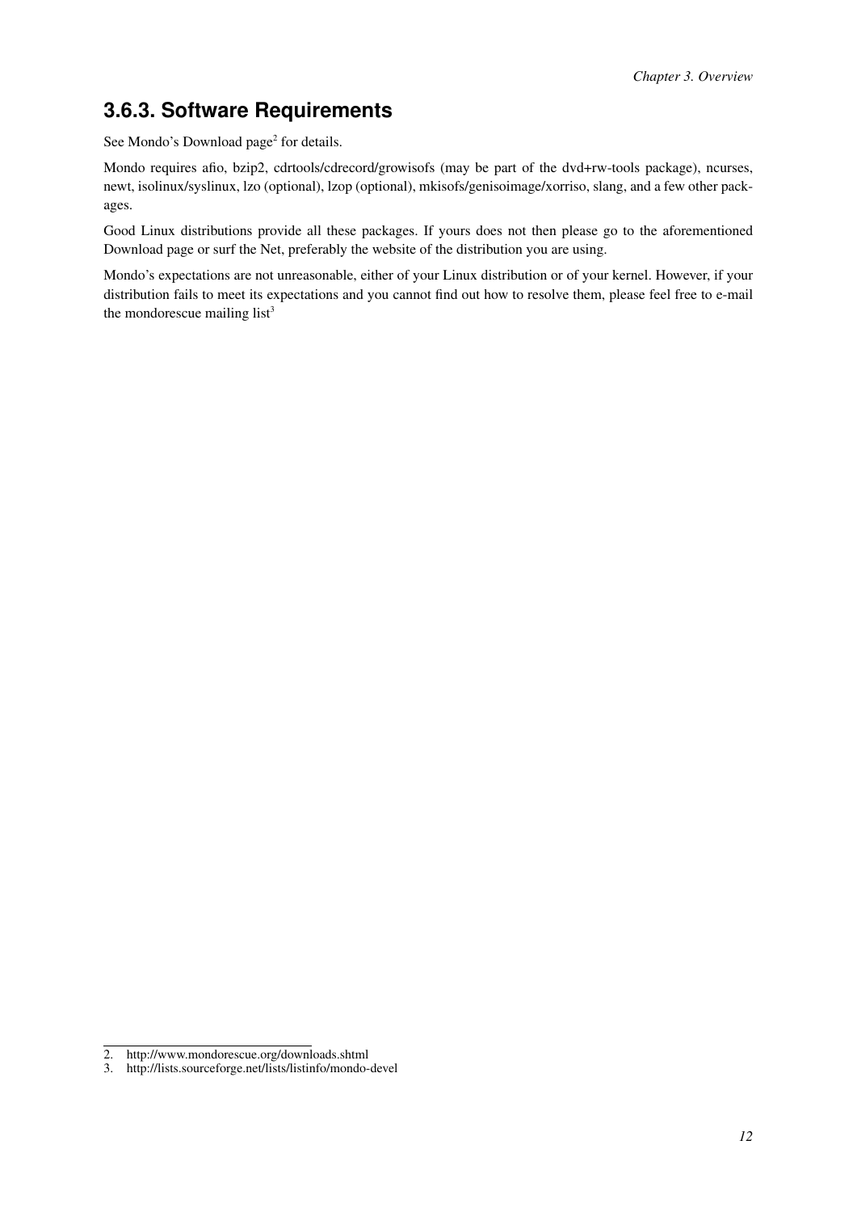### 3.6.3. Software Requirements

See Mondo's Download page[2] for details.

Mondo requires afio, bzip2, cdrtools/cdrecord/growisofs (may be part of the dvd+rw-tools package), ncurses, newt, isolinux/syslinux, lzo (optional), lzop (optional), mkisofs/genisoimage/xorriso, slang, and a few other packages.

Good Linux distributions provide all these packages. If yours does not then please go to the aforementioned Download page or surf the Net, preferably the website of the distribution you are using.

Mondo's expectations are not unreasonable, either of your Linux distribution or of your kernel. However, if your distribution fails to meet its expectations and you cannot find out how to resolve them, please feel free to e-mail the mondorescue mailing list[3]

---

2. http://www.mondorescue.org/downloads.shtml
3. http://lists.sourceforge.net/lists/listinfo/mondo-devel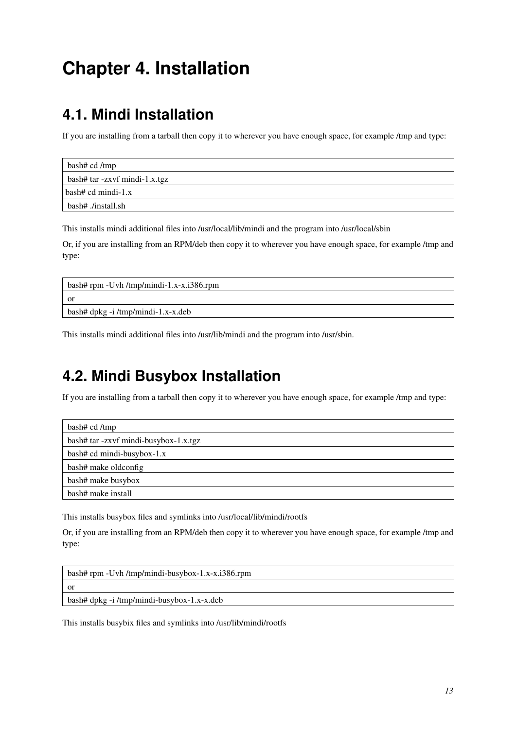# Chapter 4. Installation

## 4.1. Mindi Installation

If you are installing from a tarball then copy it to wherever you have enough space, for example /tmp and type:

```
bash# cd /tmp
bash# tar -zxvf mindi-1.x.tgz
bash# cd mindi-1.x
bash# ./install.sh
```

This installs mindi additional files into /usr/local/lib/mindi and the program into /usr/local/sbin

Or, if you are installing from an RPM/deb then copy it to wherever you have enough space, for example /tmp and type:

```
bash# rpm -Uvh /tmp/mindi-1.x-x.i386.rpm
or
bash# dpkg -i /tmp/mindi-1.x-x.deb
```

This installs mindi additional files into /usr/lib/mindi and the program into /usr/sbin.

## 4.2. Mindi Busybox Installation

If you are installing from a tarball then copy it to wherever you have enough space, for example /tmp and type:

```
bash# cd /tmp
bash# tar -zxvf mindi-busybox-1.x.tgz
bash# cd mindi-busybox-1.x
bash# make oldconfig
bash# make busybox
bash# make install
```

This installs busybox files and symlinks into /usr/local/lib/mindi/rootfs

Or, if you are installing from an RPM/deb then copy it to wherever you have enough space, for example /tmp and type:

```
bash# rpm -Uvh /tmp/mindi-busybox-1.x-x.i386.rpm
or
bash# dpkg -i /tmp/mindi-busybox-1.x-x.deb
```

This installs busybix files and symlinks into /usr/lib/mindi/rootfs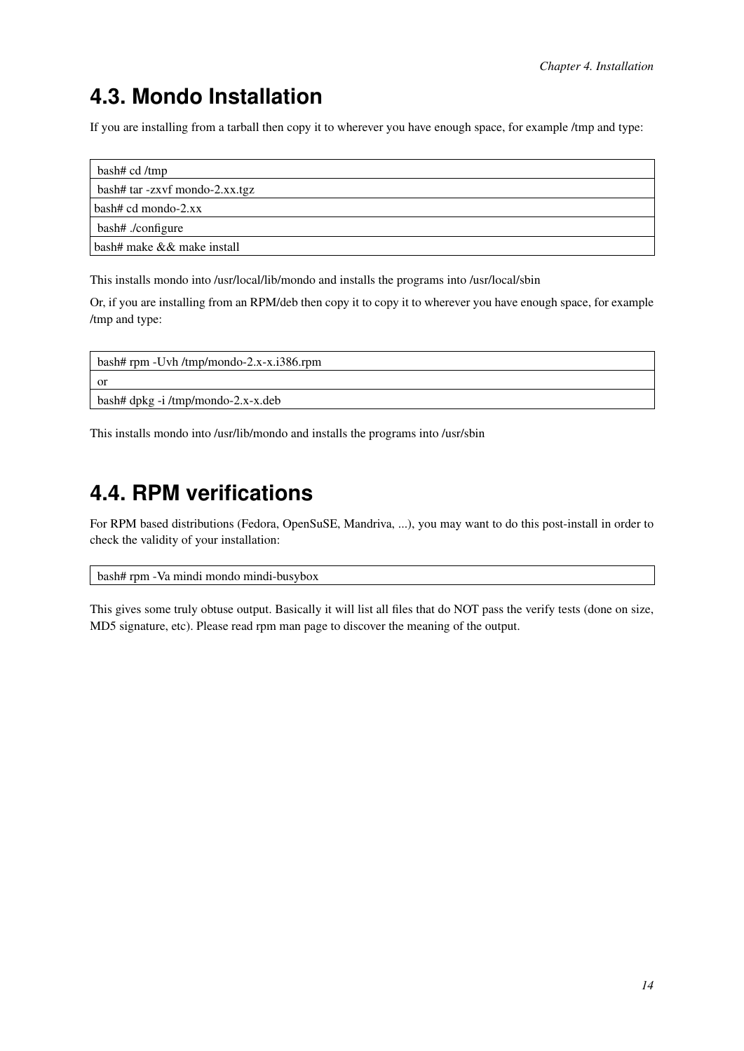## 4.3. Mondo Installation

If you are installing from a tarball then copy it to wherever you have enough space, for example /tmp and type:

```
bash# cd /tmp
bash# tar -zxvf mondo-2.xx.tgz
bash# cd mondo-2.xx
bash# ./configure
bash# make && make install
```

This installs mondo into /usr/local/lib/mondo and installs the programs into /usr/local/sbin

Or, if you are installing from an RPM/deb then copy it to copy it to wherever you have enough space, for example /tmp and type:

```
bash# rpm -Uvh /tmp/mondo-2.x-x.i386.rpm
or
bash# dpkg -i /tmp/mondo-2.x-x.deb
```

This installs mondo into /usr/lib/mondo and installs the programs into /usr/sbin

## 4.4. RPM verifications

For RPM based distributions (Fedora, OpenSuSE, Mandriva, ...), you may want to do this post-install in order to check the validity of your installation:

```
bash# rpm -Va mindi mondo mindi-busybox
```

This gives some truly obtuse output. Basically it will list all files that do NOT pass the verify tests (done on size, MD5 signature, etc). Please read rpm man page to discover the meaning of the output.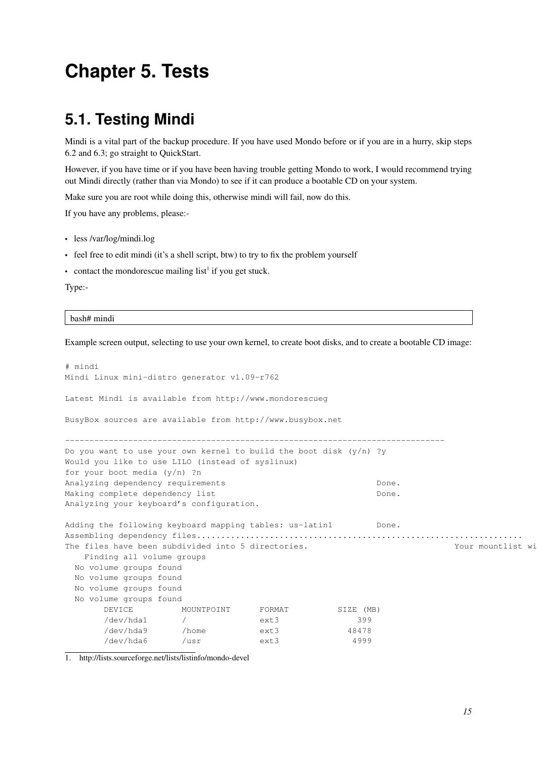# Chapter 5. Tests

## 5.1. Testing Mindi

Mindi is a vital part of the backup procedure. If you have used Mondo before or if you are in a hurry, skip steps 6.2 and 6.3; go straight to QuickStart.

However, if you have time or if you have been having trouble getting Mondo to work, I would recommend trying out Mindi directly (rather than via Mondo) to see if it can produce a bootable CD on your system.

Make sure you are root while doing this, otherwise mindi will fail, now do this.

If you have any problems, please:-

- less /var/log/mindi.log
- feel free to edit mindi (it's a shell script, btw) to try to fix the problem yourself
- contact the mondorescue mailing list[1] if you get stuck.

Type:-

```
bash# mindi
```

Example screen output, selecting to use your own kernel, to create boot disks, and to create a bootable CD image:

```
# mindi
Mindi Linux mini-distro generator v1.09-r762

Latest Mindi is available from http://www.mondorescueg

BusyBox sources are available from http://www.busybox.net

------------------------------------------------------------------------------
Do you want to use your own kernel to build the boot disk (y/n) ?y
Would you like to use LILO (instead of syslinux)
for your boot media (y/n) ?n
Analyzing dependency requirements                              Done.
Making complete dependency list                                Done.
Analyzing your keyboard's configuration.

Adding the following keyboard mapping tables: us-latin1        Done.
Assembling dependency files.................................................................
The files have been subdivided into 5 directories.                             Your mountlist wi
    Finding all volume groups
  No volume groups found
  No volume groups found
  No volume groups found
  No volume groups found
      DEVICE          MOUNTPOINT      FORMAT          SIZE (MB)
      /dev/hda1       /               ext3               399
      /dev/hda9       /home           ext3             48478
      /dev/hda6       /usr            ext3              4999
```

1. http://lists.sourceforge.net/lists/listinfo/mondo-devel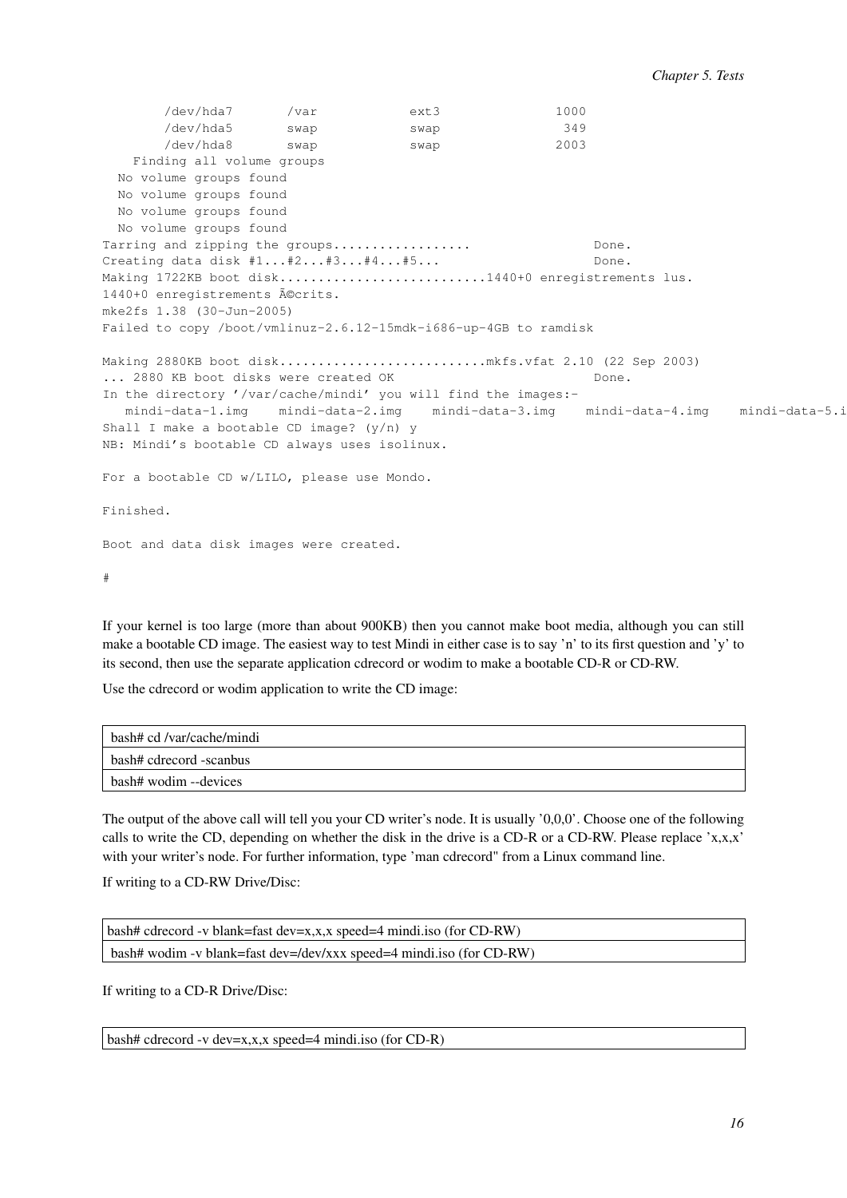```
        /dev/hda7       /var            ext3               1000
        /dev/hda5       swap            swap                349
        /dev/hda8       swap            swap               2003
    Finding all volume groups
  No volume groups found
  No volume groups found
  No volume groups found
  No volume groups found
Tarring and zipping the groups..................                Done.
Creating data disk #1...#2...#3...#4...#5...                    Done.
Making 1722KB boot disk...........................1440+0 enregistrements lus.
1440+0 enregistrements Ã©crits.
mke2fs 1.38 (30-Jun-2005)
Failed to copy /boot/vmlinuz-2.6.12-15mdk-i686-up-4GB to ramdisk

Making 2880KB boot disk...........................mkfs.vfat 2.10 (22 Sep 2003)
... 2880 KB boot disks were created OK                          Done.
In the directory '/var/cache/mindi' you will find the images:-
   mindi-data-1.img    mindi-data-2.img    mindi-data-3.img    mindi-data-4.img    mindi-data-5.i
Shall I make a bootable CD image? (y/n) y
NB: Mindi's bootable CD always uses isolinux.

For a bootable CD w/LILO, please use Mondo.

Finished.

Boot and data disk images were created.

#
```

If your kernel is too large (more than about 900KB) then you cannot make boot media, although you can still make a bootable CD image. The easiest way to test Mindi in either case is to say 'n' to its first question and 'y' to its second, then use the separate application cdrecord or wodim to make a bootable CD-R or CD-RW.

Use the cdrecord or wodim application to write the CD image:

```
bash# cd /var/cache/mindi
bash# cdrecord -scanbus
bash# wodim --devices
```

The output of the above call will tell you your CD writer's node. It is usually '0,0,0'. Choose one of the following calls to write the CD, depending on whether the disk in the drive is a CD-R or a CD-RW. Please replace 'x,x,x' with your writer's node. For further information, type 'man cdrecord" from a Linux command line.

If writing to a CD-RW Drive/Disc:

```
bash# cdrecord -v blank=fast dev=x,x,x speed=4 mindi.iso (for CD-RW)
bash# wodim -v blank=fast dev=/dev/xxx speed=4 mindi.iso (for CD-RW)
```

If writing to a CD-R Drive/Disc:

```
bash# cdrecord -v dev=x,x,x speed=4 mindi.iso (for CD-R)
```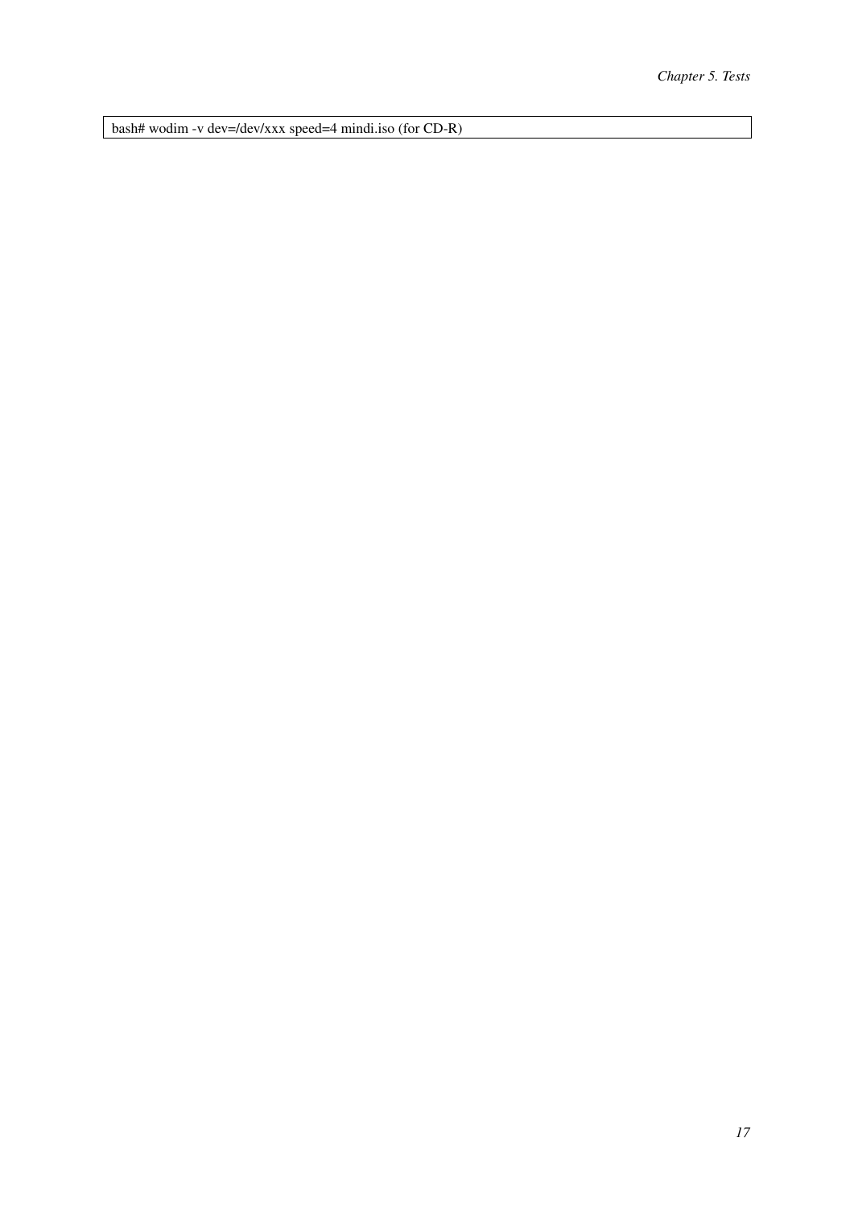```
bash# wodim -v dev=/dev/xxx speed=4 mindi.iso (for CD-R)
```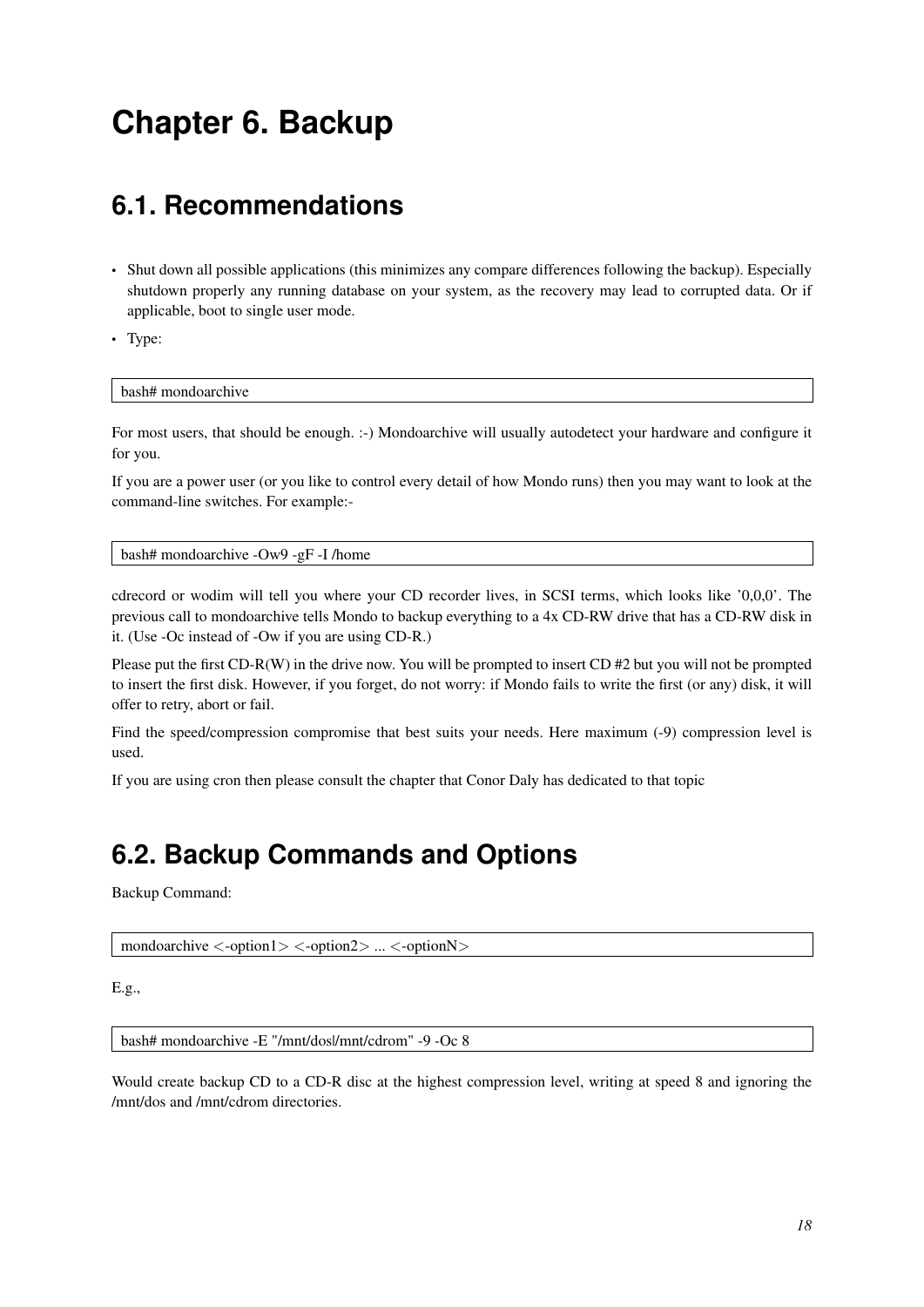# Chapter 6. Backup

## 6.1. Recommendations

- Shut down all possible applications (this minimizes any compare differences following the backup). Especially shutdown properly any running database on your system, as the recovery may lead to corrupted data. Or if applicable, boot to single user mode.
- Type:

```
bash# mondoarchive
```

For most users, that should be enough. :-) Mondoarchive will usually autodetect your hardware and configure it for you.

If you are a power user (or you like to control every detail of how Mondo runs) then you may want to look at the command-line switches. For example:-

```
bash# mondoarchive -Ow9 -gF -I /home
```

cdrecord or wodim will tell you where your CD recorder lives, in SCSI terms, which looks like '0,0,0'. The previous call to mondoarchive tells Mondo to backup everything to a 4x CD-RW drive that has a CD-RW disk in it. (Use -Oc instead of -Ow if you are using CD-R.)

Please put the first CD-R(W) in the drive now. You will be prompted to insert CD #2 but you will not be prompted to insert the first disk. However, if you forget, do not worry: if Mondo fails to write the first (or any) disk, it will offer to retry, abort or fail.

Find the speed/compression compromise that best suits your needs. Here maximum (-9) compression level is used.

If you are using cron then please consult the chapter that Conor Daly has dedicated to that topic

## 6.2. Backup Commands and Options

Backup Command:

```
mondoarchive <-option1> <-option2> ... <-optionN>
```

E.g.,

```
bash# mondoarchive -E "/mnt/dosl/mnt/cdrom" -9 -Oc 8
```

Would create backup CD to a CD-R disc at the highest compression level, writing at speed 8 and ignoring the /mnt/dos and /mnt/cdrom directories.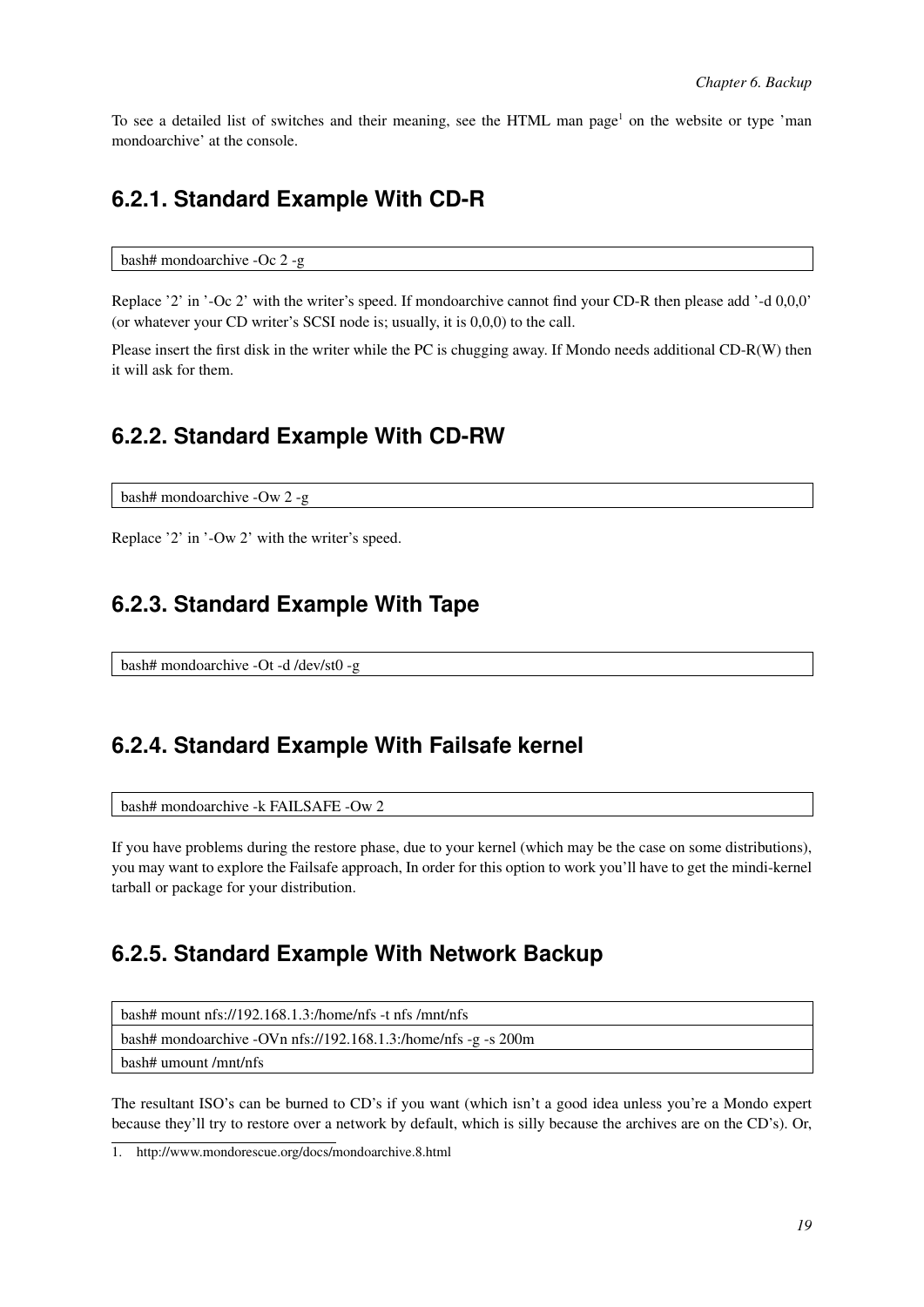To see a detailed list of switches and their meaning, see the HTML man page[1] on the website or type 'man mondoarchive' at the console.

## 6.2.1. Standard Example With CD-R

```
bash# mondoarchive -Oc 2 -g
```

Replace '2' in '-Oc 2' with the writer's speed. If mondoarchive cannot find your CD-R then please add '-d 0,0,0' (or whatever your CD writer's SCSI node is; usually, it is 0,0,0) to the call.

Please insert the first disk in the writer while the PC is chugging away. If Mondo needs additional CD-R(W) then it will ask for them.

## 6.2.2. Standard Example With CD-RW

```
bash# mondoarchive -Ow 2 -g
```

Replace '2' in '-Ow 2' with the writer's speed.

## 6.2.3. Standard Example With Tape

```
bash# mondoarchive -Ot -d /dev/st0 -g
```

## 6.2.4. Standard Example With Failsafe kernel

```
bash# mondoarchive -k FAILSAFE -Ow 2
```

If you have problems during the restore phase, due to your kernel (which may be the case on some distributions), you may want to explore the Failsafe approach, In order for this option to work you'll have to get the mindi-kernel tarball or package for your distribution.

## 6.2.5. Standard Example With Network Backup

```
bash# mount nfs://192.168.1.3:/home/nfs -t nfs /mnt/nfs
bash# mondoarchive -OVn nfs://192.168.1.3:/home/nfs -g -s 200m
bash# umount /mnt/nfs
```

The resultant ISO's can be burned to CD's if you want (which isn't a good idea unless you're a Mondo expert because they'll try to restore over a network by default, which is silly because the archives are on the CD's). Or,

1. http://www.mondorescue.org/docs/mondoarchive.8.html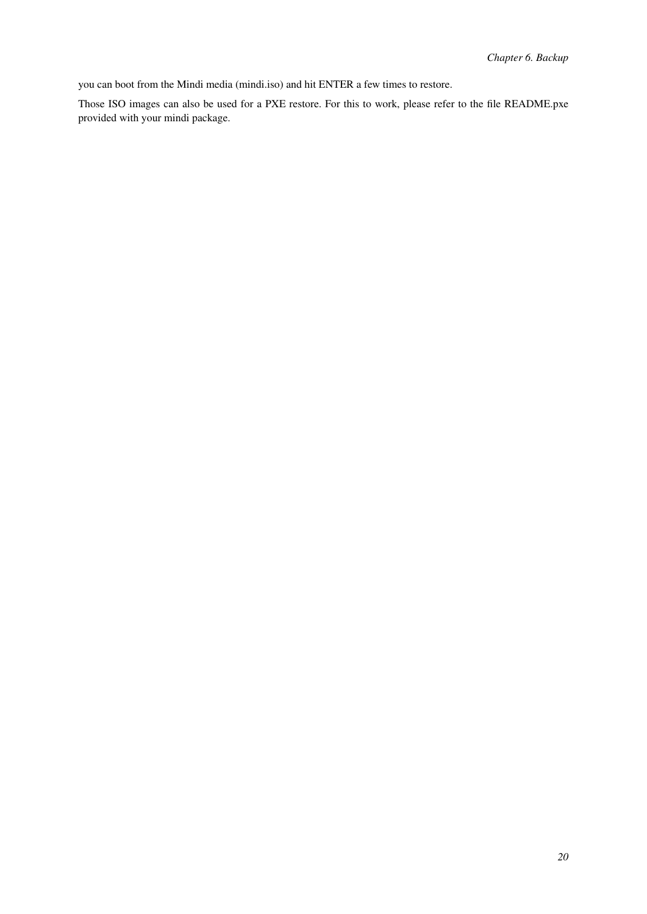you can boot from the Mindi media (mindi.iso) and hit ENTER a few times to restore.

Those ISO images can also be used for a PXE restore. For this to work, please refer to the file README.pxe provided with your mindi package.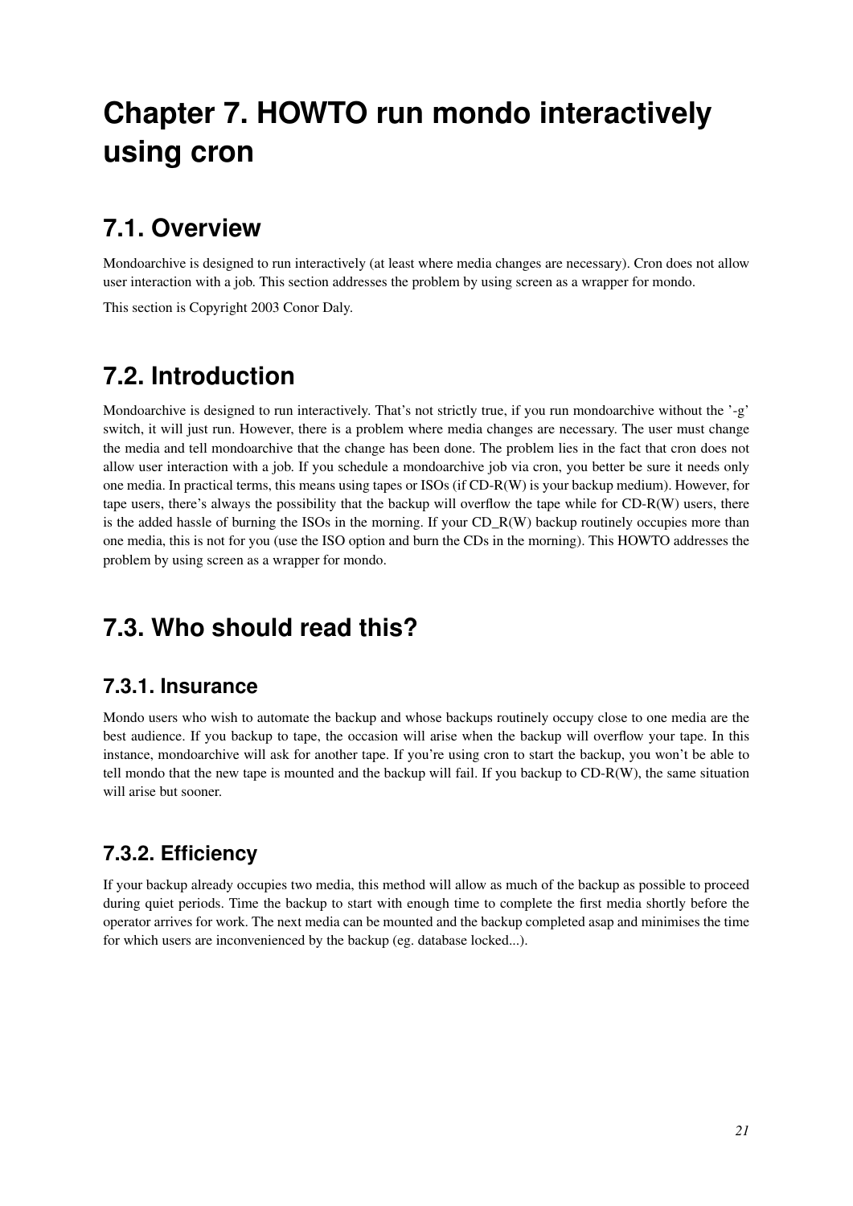# Chapter 7. HOWTO run mondo interactively using cron

## 7.1. Overview

Mondoarchive is designed to run interactively (at least where media changes are necessary). Cron does not allow user interaction with a job. This section addresses the problem by using screen as a wrapper for mondo.

This section is Copyright 2003 Conor Daly.

## 7.2. Introduction

Mondoarchive is designed to run interactively. That's not strictly true, if you run mondoarchive without the '-g' switch, it will just run. However, there is a problem where media changes are necessary. The user must change the media and tell mondoarchive that the change has been done. The problem lies in the fact that cron does not allow user interaction with a job. If you schedule a mondoarchive job via cron, you better be sure it needs only one media. In practical terms, this means using tapes or ISOs (if CD-R(W) is your backup medium). However, for tape users, there's always the possibility that the backup will overflow the tape while for CD-R(W) users, there is the added hassle of burning the ISOs in the morning. If your CD_R(W) backup routinely occupies more than one media, this is not for you (use the ISO option and burn the CDs in the morning). This HOWTO addresses the problem by using screen as a wrapper for mondo.

## 7.3. Who should read this?

### 7.3.1. Insurance

Mondo users who wish to automate the backup and whose backups routinely occupy close to one media are the best audience. If you backup to tape, the occasion will arise when the backup will overflow your tape. In this instance, mondoarchive will ask for another tape. If you're using cron to start the backup, you won't be able to tell mondo that the new tape is mounted and the backup will fail. If you backup to CD-R(W), the same situation will arise but sooner.

### 7.3.2. Efficiency

If your backup already occupies two media, this method will allow as much of the backup as possible to proceed during quiet periods. Time the backup to start with enough time to complete the first media shortly before the operator arrives for work. The next media can be mounted and the backup completed asap and minimises the time for which users are inconvenienced by the backup (eg. database locked...).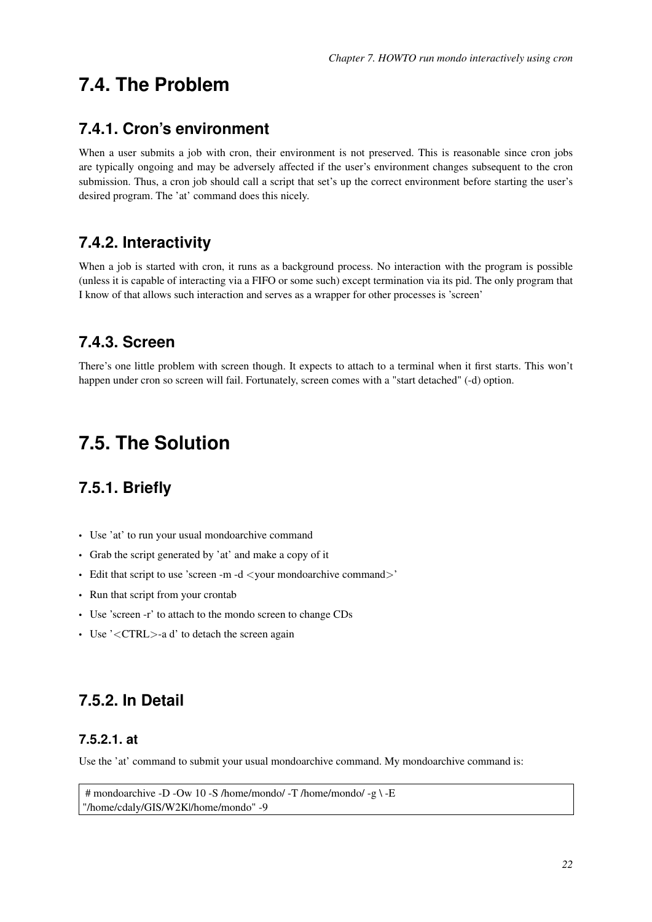## 7.4. The Problem

### 7.4.1. Cron's environment

When a user submits a job with cron, their environment is not preserved. This is reasonable since cron jobs are typically ongoing and may be adversely affected if the user's environment changes subsequent to the cron submission. Thus, a cron job should call a script that set's up the correct environment before starting the user's desired program. The 'at' command does this nicely.

### 7.4.2. Interactivity

When a job is started with cron, it runs as a background process. No interaction with the program is possible (unless it is capable of interacting via a FIFO or some such) except termination via its pid. The only program that I know of that allows such interaction and serves as a wrapper for other processes is 'screen'

### 7.4.3. Screen

There's one little problem with screen though. It expects to attach to a terminal when it first starts. This won't happen under cron so screen will fail. Fortunately, screen comes with a "start detached" (-d) option.

## 7.5. The Solution

### 7.5.1. Briefly

- Use 'at' to run your usual mondoarchive command
- Grab the script generated by 'at' and make a copy of it
- Edit that script to use 'screen -m -d <your mondoarchive command>'
- Run that script from your crontab
- Use 'screen -r' to attach to the mondo screen to change CDs
- Use '<CTRL>-a d' to detach the screen again

### 7.5.2. In Detail

#### 7.5.2.1. at

Use the 'at' command to submit your usual mondoarchive command. My mondoarchive command is:

```
# mondoarchive -D -Ow 10 -S /home/mondo/ -T /home/mondo/ -g \ -E
"/home/cdaly/GIS/W2Kl/home/mondo" -9
```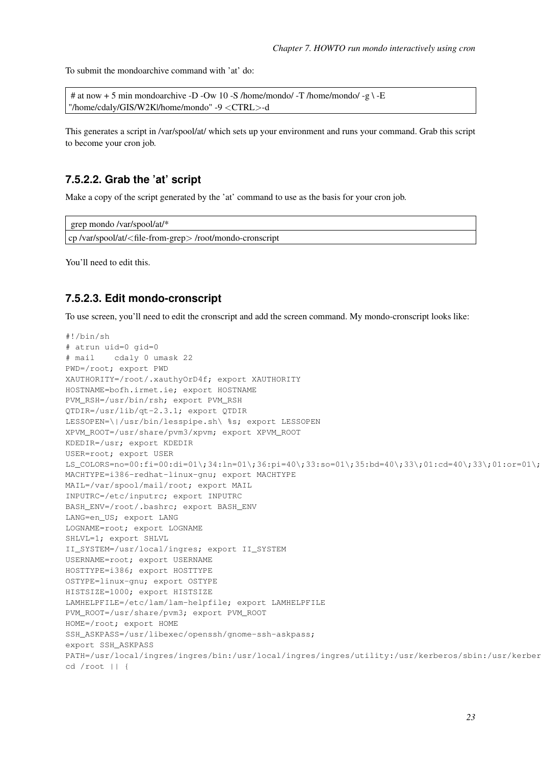To submit the mondoarchive command with 'at' do:

```
# at now + 5 min mondoarchive -D -Ow 10 -S /home/mondo/ -T /home/mondo/ -g \ -E
"/home/cdaly/GIS/W2Kl/home/mondo" -9 <CTRL>-d
```

This generates a script in /var/spool/at/ which sets up your environment and runs your command. Grab this script to become your cron job.

### 7.5.2.2. Grab the 'at' script

Make a copy of the script generated by the 'at' command to use as the basis for your cron job.

```
grep mondo /var/spool/at/*
cp /var/spool/at/<file-from-grep> /root/mondo-cronscript
```

You'll need to edit this.

### 7.5.2.3. Edit mondo-cronscript

To use screen, you'll need to edit the cronscript and add the screen command. My mondo-cronscript looks like:

```
#!/bin/sh
# atrun uid=0 gid=0
# mail    cdaly 0 umask 22
PWD=/root; export PWD
XAUTHORITY=/root/.xauthyOrD4f; export XAUTHORITY
HOSTNAME=bofh.irmet.ie; export HOSTNAME
PVM_RSH=/usr/bin/rsh; export PVM_RSH
QTDIR=/usr/lib/qt-2.3.1; export QTDIR
LESSOPEN=\|/usr/bin/lesspipe.sh\ %s; export LESSOPEN
XPVM_ROOT=/usr/share/pvm3/xpvm; export XPVM_ROOT
KDEDIR=/usr; export KDEDIR
USER=root; export USER
LS_COLORS=no=00:fi=00:di=01\;34:ln=01\;36:pi=40\;33:so=01\;35:bd=40\;33\;01:cd=40\;33\;01:or=01\;
MACHTYPE=i386-redhat-linux-gnu; export MACHTYPE
MAIL=/var/spool/mail/root; export MAIL
INPUTRC=/etc/inputrc; export INPUTRC
BASH_ENV=/root/.bashrc; export BASH_ENV
LANG=en_US; export LANG
LOGNAME=root; export LOGNAME
SHLVL=1; export SHLVL
II_SYSTEM=/usr/local/ingres; export II_SYSTEM
USERNAME=root; export USERNAME
HOSTTYPE=i386; export HOSTTYPE
OSTYPE=linux-gnu; export OSTYPE
HISTSIZE=1000; export HISTSIZE
LAMHELPFILE=/etc/lam/lam-helpfile; export LAMHELPFILE
PVM_ROOT=/usr/share/pvm3; export PVM_ROOT
HOME=/root; export HOME
SSH_ASKPASS=/usr/libexec/openssh/gnome-ssh-askpass;
export SSH_ASKPASS
PATH=/usr/local/ingres/ingres/bin:/usr/local/ingres/ingres/utility:/usr/kerberos/sbin:/usr/kerber
cd /root || {
```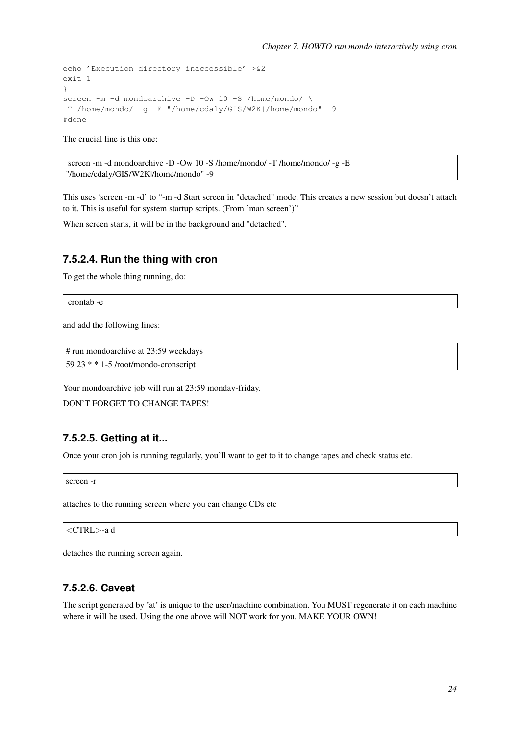```
echo 'Execution directory inaccessible' >&2
exit 1
}
screen -m -d mondoarchive -D -Ow 10 -S /home/mondo/ \
-T /home/mondo/ -g -E "/home/cdaly/GIS/W2K|/home/mondo" -9
#done
```

The crucial line is this one:

```
screen -m -d mondoarchive -D -Ow 10 -S /home/mondo/ -T /home/mondo/ -g -E
"/home/cdaly/GIS/W2K|/home/mondo" -9
```

This uses 'screen -m -d' to "-m -d Start screen in "detached" mode. This creates a new session but doesn't attach to it. This is useful for system startup scripts. (From 'man screen')"

When screen starts, it will be in the background and "detached".

#### 7.5.2.4. Run the thing with cron

To get the whole thing running, do:

```
crontab -e
```

and add the following lines:

```
# run mondoarchive at 23:59 weekdays
59 23 * * 1-5 /root/mondo-cronscript
```

Your mondoarchive job will run at 23:59 monday-friday.

DON'T FORGET TO CHANGE TAPES!

#### 7.5.2.5. Getting at it...

Once your cron job is running regularly, you'll want to get to it to change tapes and check status etc.

```
screen -r
```

attaches to the running screen where you can change CDs etc

```
<CTRL>-a d
```

detaches the running screen again.

#### 7.5.2.6. Caveat

The script generated by 'at' is unique to the user/machine combination. You MUST regenerate it on each machine where it will be used. Using the one above will NOT work for you. MAKE YOUR OWN!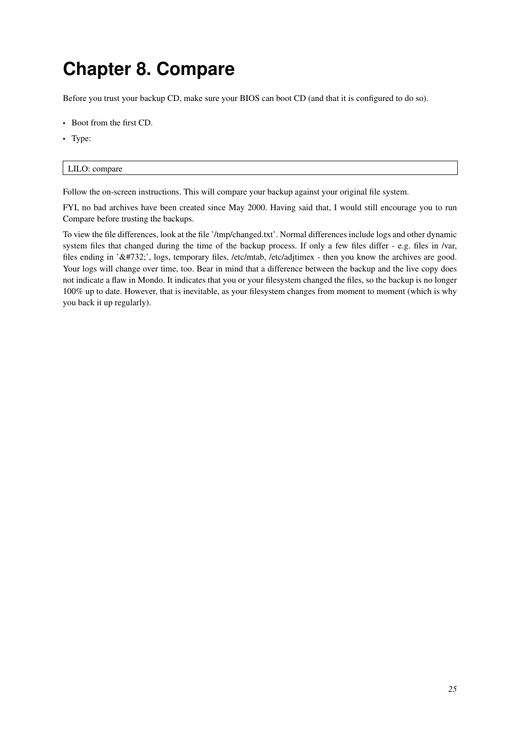# Chapter 8. Compare

Before you trust your backup CD, make sure your BIOS can boot CD (and that it is configured to do so).

- Boot from the first CD.
- Type:

```
LILO: compare
```

Follow the on-screen instructions. This will compare your backup against your original file system.

FYI, no bad archives have been created since May 2000. Having said that, I would still encourage you to run Compare before trusting the backups.

To view the file differences, look at the file '/tmp/changed.txt'. Normal differences include logs and other dynamic system files that changed during the time of the backup process. If only a few files differ - e.g. files in /var, files ending in '&#732;', logs, temporary files, /etc/mtab, /etc/adjtimex - then you know the archives are good. Your logs will change over time, too. Bear in mind that a difference between the backup and the live copy does not indicate a flaw in Mondo. It indicates that you or your filesystem changed the files, so the backup is no longer 100% up to date. However, that is inevitable, as your filesystem changes from moment to moment (which is why you back it up regularly).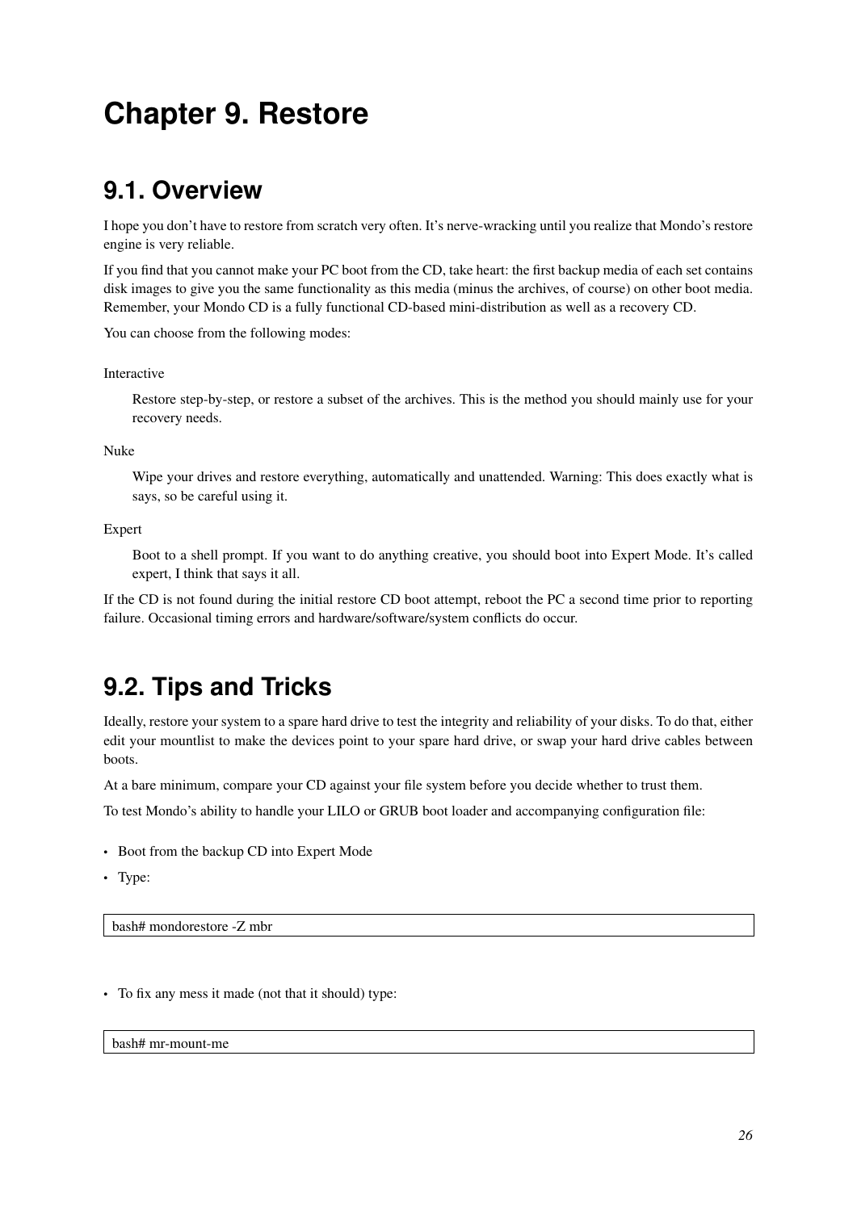# Chapter 9. Restore

## 9.1. Overview

I hope you don't have to restore from scratch very often. It's nerve-wracking until you realize that Mondo's restore engine is very reliable.

If you find that you cannot make your PC boot from the CD, take heart: the first backup media of each set contains disk images to give you the same functionality as this media (minus the archives, of course) on other boot media. Remember, your Mondo CD is a fully functional CD-based mini-distribution as well as a recovery CD.

You can choose from the following modes:

Interactive

> Restore step-by-step, or restore a subset of the archives. This is the method you should mainly use for your recovery needs.

Nuke

> Wipe your drives and restore everything, automatically and unattended. Warning: This does exactly what is says, so be careful using it.

Expert

> Boot to a shell prompt. If you want to do anything creative, you should boot into Expert Mode. It's called expert, I think that says it all.

If the CD is not found during the initial restore CD boot attempt, reboot the PC a second time prior to reporting failure. Occasional timing errors and hardware/software/system conflicts do occur.

## 9.2. Tips and Tricks

Ideally, restore your system to a spare hard drive to test the integrity and reliability of your disks. To do that, either edit your mountlist to make the devices point to your spare hard drive, or swap your hard drive cables between boots.

At a bare minimum, compare your CD against your file system before you decide whether to trust them.

To test Mondo's ability to handle your LILO or GRUB boot loader and accompanying configuration file:

- Boot from the backup CD into Expert Mode
- Type:

```
bash# mondorestore -Z mbr
```

- To fix any mess it made (not that it should) type:

```
bash# mr-mount-me
```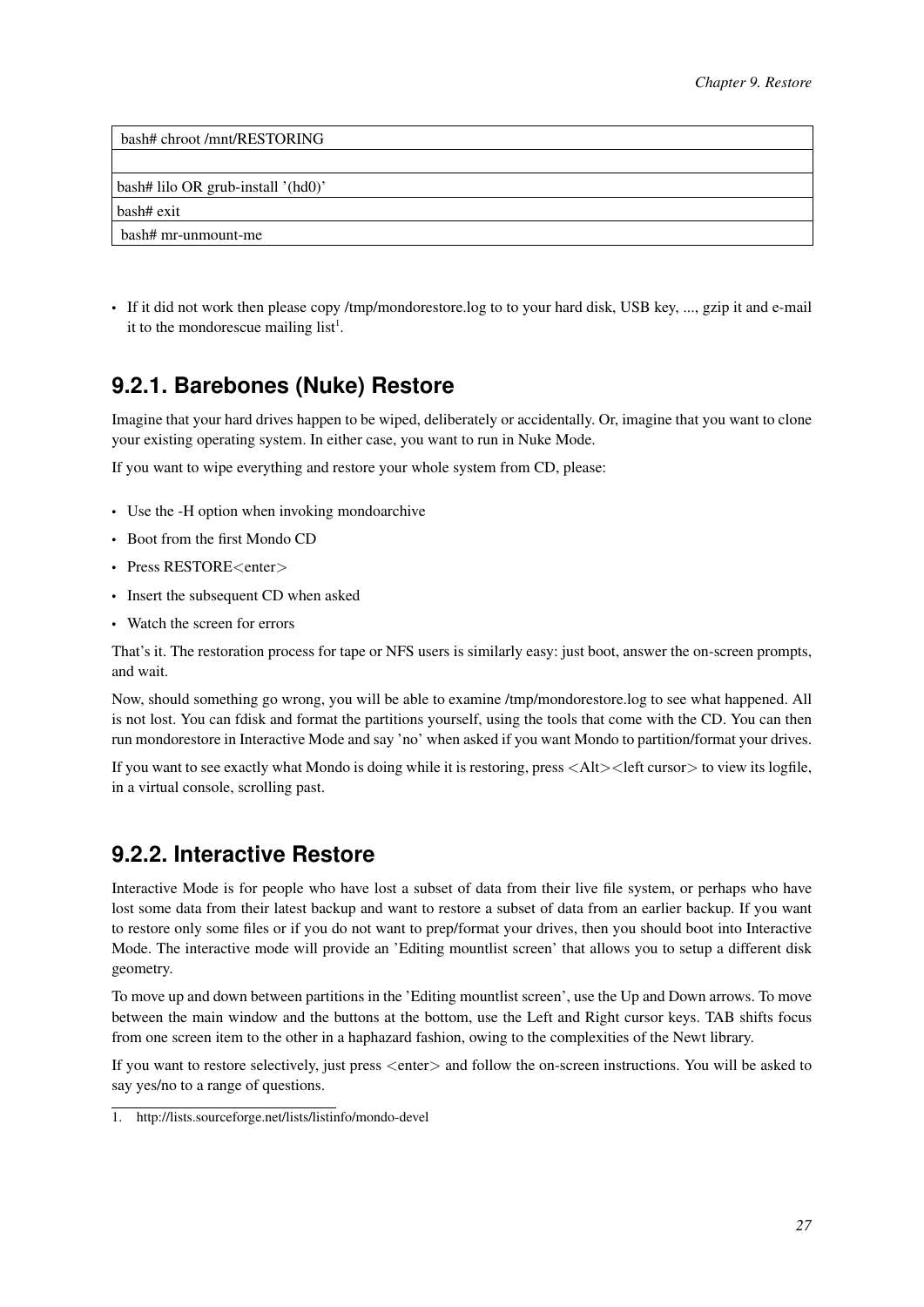```
bash# chroot /mnt/RESTORING

bash# lilo OR grub-install '(hd0)'
bash# exit
bash# mr-unmount-me
```

- If it did not work then please copy /tmp/mondorestore.log to to your hard disk, USB key, ..., gzip it and e-mail it to the mondorescue mailing list[1].

## 9.2.1. Barebones (Nuke) Restore

Imagine that your hard drives happen to be wiped, deliberately or accidentally. Or, imagine that you want to clone your existing operating system. In either case, you want to run in Nuke Mode.

If you want to wipe everything and restore your whole system from CD, please:

- Use the -H option when invoking mondoarchive
- Boot from the first Mondo CD
- Press RESTORE<enter>
- Insert the subsequent CD when asked
- Watch the screen for errors

That's it. The restoration process for tape or NFS users is similarly easy: just boot, answer the on-screen prompts, and wait.

Now, should something go wrong, you will be able to examine /tmp/mondorestore.log to see what happened. All is not lost. You can fdisk and format the partitions yourself, using the tools that come with the CD. You can then run mondorestore in Interactive Mode and say 'no' when asked if you want Mondo to partition/format your drives.

If you want to see exactly what Mondo is doing while it is restoring, press <Alt><left cursor> to view its logfile, in a virtual console, scrolling past.

## 9.2.2. Interactive Restore

Interactive Mode is for people who have lost a subset of data from their live file system, or perhaps who have lost some data from their latest backup and want to restore a subset of data from an earlier backup. If you want to restore only some files or if you do not want to prep/format your drives, then you should boot into Interactive Mode. The interactive mode will provide an 'Editing mountlist screen' that allows you to setup a different disk geometry.

To move up and down between partitions in the 'Editing mountlist screen', use the Up and Down arrows. To move between the main window and the buttons at the bottom, use the Left and Right cursor keys. TAB shifts focus from one screen item to the other in a haphazard fashion, owing to the complexities of the Newt library.

If you want to restore selectively, just press <enter> and follow the on-screen instructions. You will be asked to say yes/no to a range of questions.

---

1. http://lists.sourceforge.net/lists/listinfo/mondo-devel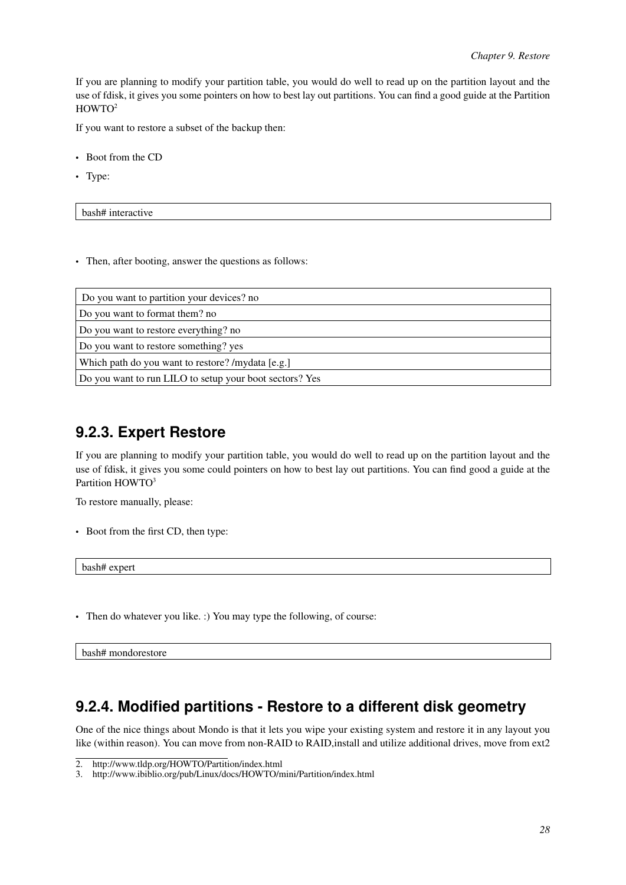If you are planning to modify your partition table, you would do well to read up on the partition layout and the use of fdisk, it gives you some pointers on how to best lay out partitions. You can find a good guide at the Partition HOWTO[2]

If you want to restore a subset of the backup then:

- Boot from the CD
- Type:

```
bash# interactive
```

- Then, after booting, answer the questions as follows:

```
Do you want to partition your devices? no
Do you want to format them? no
Do you want to restore everything? no
Do you want to restore something? yes
Which path do you want to restore? /mydata [e.g.]
Do you want to run LILO to setup your boot sectors? Yes
```

## 9.2.3. Expert Restore

If you are planning to modify your partition table, you would do well to read up on the partition layout and the use of fdisk, it gives you some could pointers on how to best lay out partitions. You can find good a guide at the Partition HOWTO[3]

To restore manually, please:

- Boot from the first CD, then type:

```
bash# expert
```

- Then do whatever you like. :) You may type the following, of course:

```
bash# mondorestore
```

## 9.2.4. Modified partitions - Restore to a different disk geometry

One of the nice things about Mondo is that it lets you wipe your existing system and restore it in any layout you like (within reason). You can move from non-RAID to RAID,install and utilize additional drives, move from ext2

2. http://www.tldp.org/HOWTO/Partition/index.html
3. http://www.ibiblio.org/pub/Linux/docs/HOWTO/mini/Partition/index.html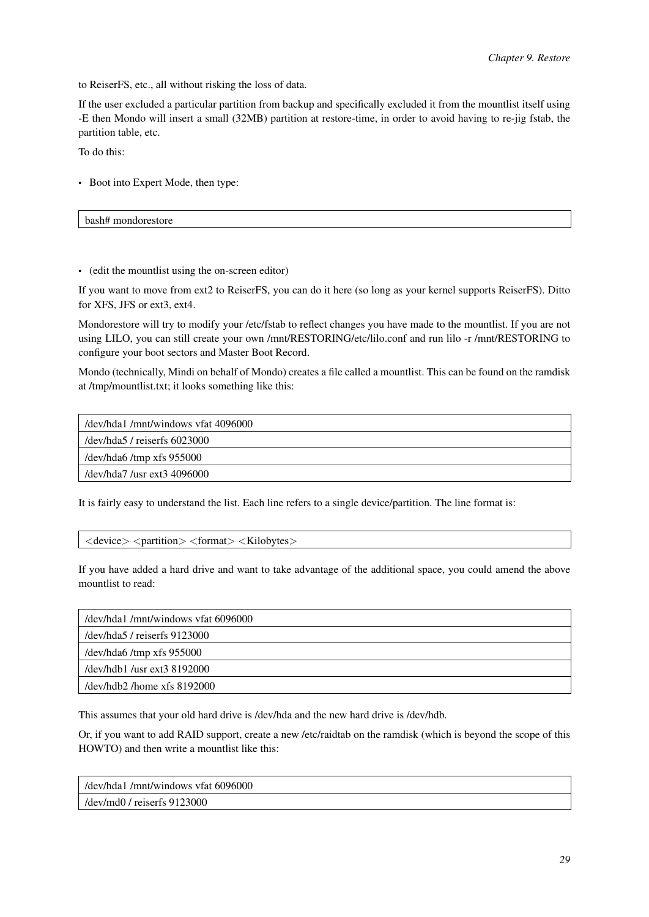to ReiserFS, etc., all without risking the loss of data.

If the user excluded a particular partition from backup and specifically excluded it from the mountlist itself using -E then Mondo will insert a small (32MB) partition at restore-time, in order to avoid having to re-jig fstab, the partition table, etc.

To do this:

- Boot into Expert Mode, then type:

```
bash# mondorestore
```

- (edit the mountlist using the on-screen editor)

If you want to move from ext2 to ReiserFS, you can do it here (so long as your kernel supports ReiserFS). Ditto for XFS, JFS or ext3, ext4.

Mondorestore will try to modify your /etc/fstab to reflect changes you have made to the mountlist. If you are not using LILO, you can still create your own /mnt/RESTORING/etc/lilo.conf and run lilo -r /mnt/RESTORING to configure your boot sectors and Master Boot Record.

Mondo (technically, Mindi on behalf of Mondo) creates a file called a mountlist. This can be found on the ramdisk at /tmp/mountlist.txt; it looks something like this:

```
/dev/hda1 /mnt/windows vfat 4096000
/dev/hda5 / reiserfs 6023000
/dev/hda6 /tmp xfs 955000
/dev/hda7 /usr ext3 4096000
```

It is fairly easy to understand the list. Each line refers to a single device/partition. The line format is:

```
<device> <partition> <format> <Kilobytes>
```

If you have added a hard drive and want to take advantage of the additional space, you could amend the above mountlist to read:

```
/dev/hda1 /mnt/windows vfat 6096000
/dev/hda5 / reiserfs 9123000
/dev/hda6 /tmp xfs 955000
/dev/hdb1 /usr ext3 8192000
/dev/hdb2 /home xfs 8192000
```

This assumes that your old hard drive is /dev/hda and the new hard drive is /dev/hdb.

Or, if you want to add RAID support, create a new /etc/raidtab on the ramdisk (which is beyond the scope of this HOWTO) and then write a mountlist like this:

```
/dev/hda1 /mnt/windows vfat 6096000
/dev/md0 / reiserfs 9123000
```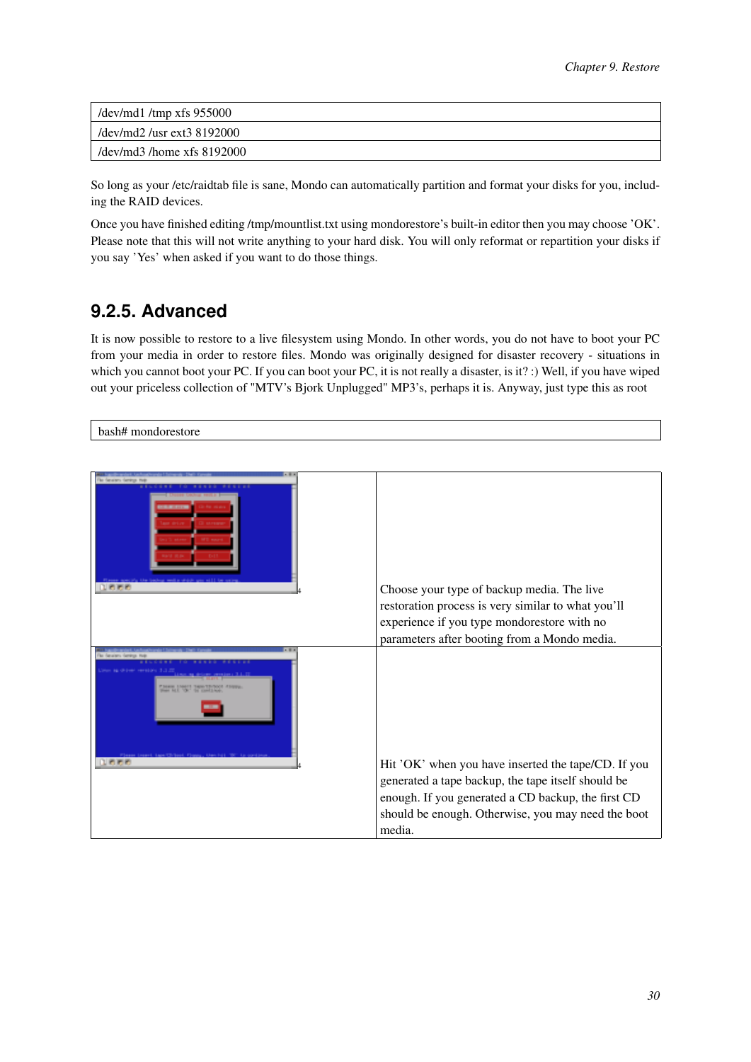```
/dev/md1 /tmp xfs 955000
/dev/md2 /usr ext3 8192000
/dev/md3 /home xfs 8192000
```

So long as your /etc/raidtab file is sane, Mondo can automatically partition and format your disks for you, including the RAID devices.

Once you have finished editing /tmp/mountlist.txt using mondorestore's built-in editor then you may choose 'OK'. Please note that this will not write anything to your hard disk. You will only reformat or repartition your disks if you say 'Yes' when asked if you want to do those things.

### 9.2.5. Advanced

It is now possible to restore to a live filesystem using Mondo. In other words, you do not have to boot your PC from your media in order to restore files. Mondo was originally designed for disaster recovery - situations in which you cannot boot your PC. If you can boot your PC, it is not really a disaster, is it? :) Well, if you have wiped out your priceless collection of "MTV's Bjork Unplugged" MP3's, perhaps it is. Anyway, just type this as root

```
bash# mondorestore
```

| | |
|---|---|
| | Choose your type of backup media. The live restoration process is very similar to what you'll experience if you type mondorestore with no parameters after booting from a Mondo media. |
| | Hit 'OK' when you have inserted the tape/CD. If you generated a tape backup, the tape itself should be enough. If you generated a CD backup, the first CD should be enough. Otherwise, you may need the boot media. |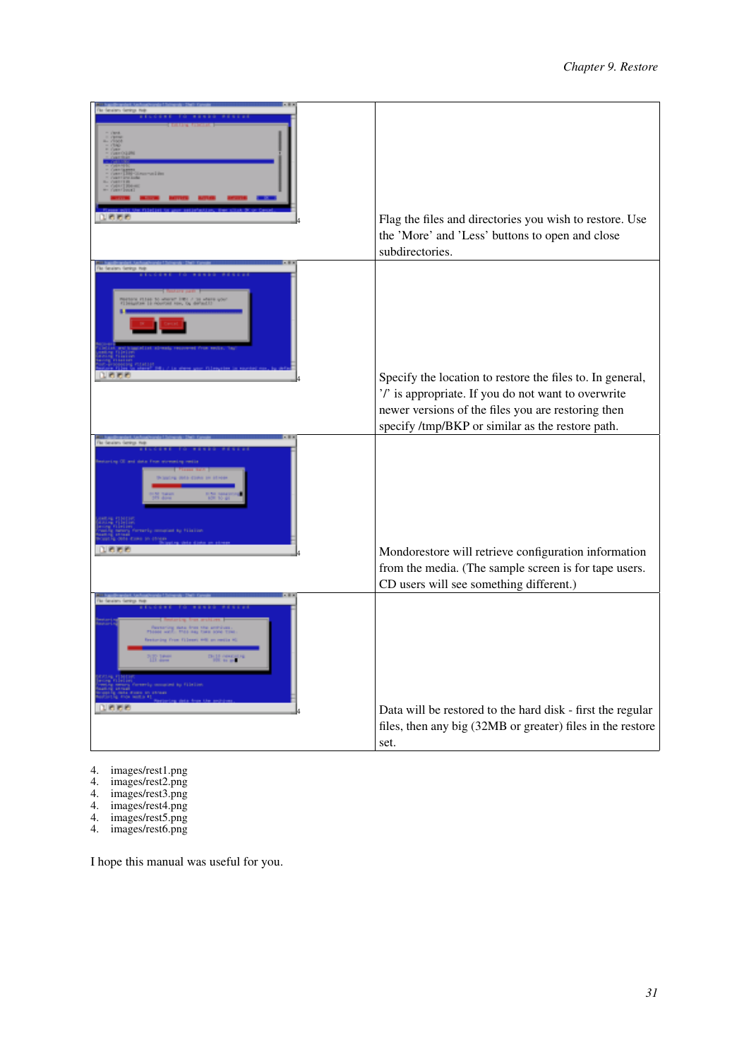| | |
|---|---|
| | Flag the files and directories you wish to restore. Use the 'More' and 'Less' buttons to open and close subdirectories. |
| | Specify the location to restore the files to. In general, '/' is appropriate. If you do not want to overwrite newer versions of the files you are restoring then specify /tmp/BKP or similar as the restore path. |
| | Mondorestore will retrieve configuration information from the media. (The sample screen is for tape users. CD users will see something different.) |
| | Data will be restored to the hard disk - first the regular files, then any big (32MB or greater) files in the restore set. |

4. images/rest1.png
4. images/rest2.png
4. images/rest3.png
4. images/rest4.png
4. images/rest5.png
4. images/rest6.png

I hope this manual was useful for you.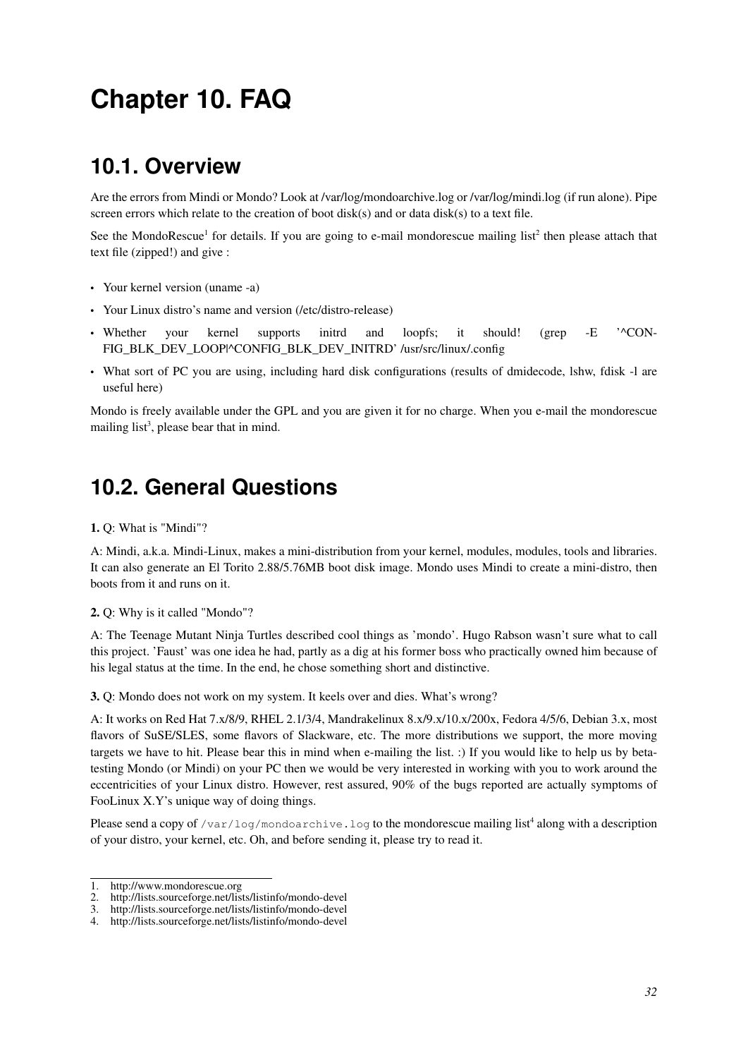# Chapter 10. FAQ

## 10.1. Overview

Are the errors from Mindi or Mondo? Look at /var/log/mondoarchive.log or /var/log/mindi.log (if run alone). Pipe screen errors which relate to the creation of boot disk(s) and or data disk(s) to a text file.

See the MondoRescue[1] for details. If you are going to e-mail mondorescue mailing list[2] then please attach that text file (zipped!) and give :

- Your kernel version (uname -a)
- Your Linux distro's name and version (/etc/distro-release)
- Whether your kernel supports initrd and loopfs; it should! (grep -E '^CONFIG_BLK_DEV_LOOP|^CONFIG_BLK_DEV_INITRD' /usr/src/linux/.config
- What sort of PC you are using, including hard disk configurations (results of dmidecode, lshw, fdisk -l are useful here)

Mondo is freely available under the GPL and you are given it for no charge. When you e-mail the mondorescue mailing list[3], please bear that in mind.

## 10.2. General Questions

**1.** Q: What is "Mindi"?

A: Mindi, a.k.a. Mindi-Linux, makes a mini-distribution from your kernel, modules, modules, tools and libraries. It can also generate an El Torito 2.88/5.76MB boot disk image. Mondo uses Mindi to create a mini-distro, then boots from it and runs on it.

**2.** Q: Why is it called "Mondo"?

A: The Teenage Mutant Ninja Turtles described cool things as 'mondo'. Hugo Rabson wasn't sure what to call this project. 'Faust' was one idea he had, partly as a dig at his former boss who practically owned him because of his legal status at the time. In the end, he chose something short and distinctive.

**3.** Q: Mondo does not work on my system. It keels over and dies. What's wrong?

A: It works on Red Hat 7.x/8/9, RHEL 2.1/3/4, Mandrakelinux 8.x/9.x/10.x/200x, Fedora 4/5/6, Debian 3.x, most flavors of SuSE/SLES, some flavors of Slackware, etc. The more distributions we support, the more moving targets we have to hit. Please bear this in mind when e-mailing the list. :) If you would like to help us by beta-testing Mondo (or Mindi) on your PC then we would be very interested in working with you to work around the eccentricities of your Linux distro. However, rest assured, 90% of the bugs reported are actually symptoms of FooLinux X.Y's unique way of doing things.

Please send a copy of `/var/log/mondoarchive.log` to the mondorescue mailing list[4] along with a description of your distro, your kernel, etc. Oh, and before sending it, please try to read it.

1. http://www.mondorescue.org
2. http://lists.sourceforge.net/lists/listinfo/mondo-devel
3. http://lists.sourceforge.net/lists/listinfo/mondo-devel
4. http://lists.sourceforge.net/lists/listinfo/mondo-devel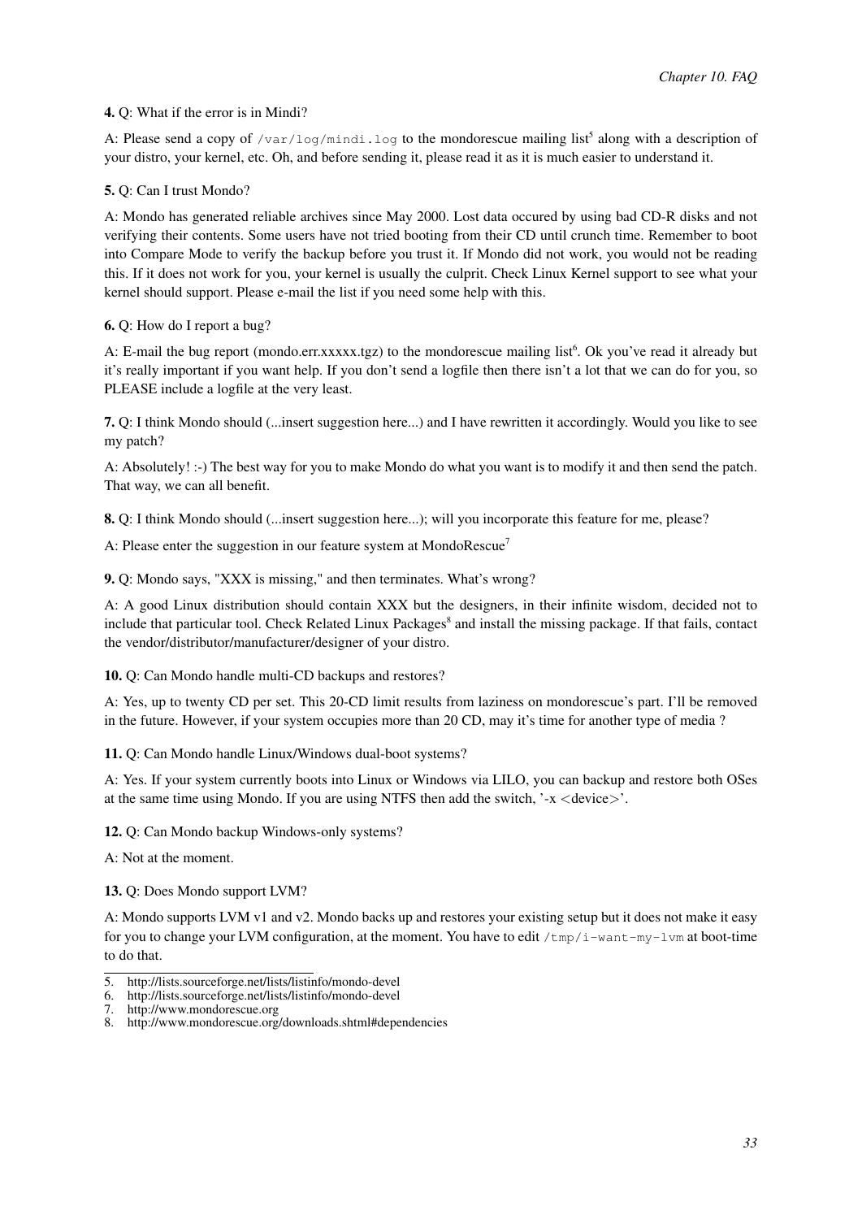**4.** Q: What if the error is in Mindi?

A: Please send a copy of `/var/log/mindi.log` to the mondorescue mailing list[5] along with a description of your distro, your kernel, etc. Oh, and before sending it, please read it as it is much easier to understand it.

**5.** Q: Can I trust Mondo?

A: Mondo has generated reliable archives since May 2000. Lost data occured by using bad CD-R disks and not verifying their contents. Some users have not tried booting from their CD until crunch time. Remember to boot into Compare Mode to verify the backup before you trust it. If Mondo did not work, you would not be reading this. If it does not work for you, your kernel is usually the culprit. Check Linux Kernel support to see what your kernel should support. Please e-mail the list if you need some help with this.

**6.** Q: How do I report a bug?

A: E-mail the bug report (mondo.err.xxxxx.tgz) to the mondorescue mailing list[6]. Ok you've read it already but it's really important if you want help. If you don't send a logfile then there isn't a lot that we can do for you, so PLEASE include a logfile at the very least.

**7.** Q: I think Mondo should (...insert suggestion here...) and I have rewritten it accordingly. Would you like to see my patch?

A: Absolutely! :-) The best way for you to make Mondo do what you want is to modify it and then send the patch. That way, we can all benefit.

**8.** Q: I think Mondo should (...insert suggestion here...); will you incorporate this feature for me, please?

A: Please enter the suggestion in our feature system at MondoRescue[7]

**9.** Q: Mondo says, "XXX is missing," and then terminates. What's wrong?

A: A good Linux distribution should contain XXX but the designers, in their infinite wisdom, decided not to include that particular tool. Check Related Linux Packages[8] and install the missing package. If that fails, contact the vendor/distributor/manufacturer/designer of your distro.

**10.** Q: Can Mondo handle multi-CD backups and restores?

A: Yes, up to twenty CD per set. This 20-CD limit results from laziness on mondorescue's part. I'll be removed in the future. However, if your system occupies more than 20 CD, may it's time for another type of media ?

**11.** Q: Can Mondo handle Linux/Windows dual-boot systems?

A: Yes. If your system currently boots into Linux or Windows via LILO, you can backup and restore both OSes at the same time using Mondo. If you are using NTFS then add the switch, '-x <device>'.

**12.** Q: Can Mondo backup Windows-only systems?

A: Not at the moment.

**13.** Q: Does Mondo support LVM?

A: Mondo supports LVM v1 and v2. Mondo backs up and restores your existing setup but it does not make it easy for you to change your LVM configuration, at the moment. You have to edit `/tmp/i-want-my-lvm` at boot-time to do that.

---

5. http://lists.sourceforge.net/lists/listinfo/mondo-devel
6. http://lists.sourceforge.net/lists/listinfo/mondo-devel
7. http://www.mondorescue.org
8. http://www.mondorescue.org/downloads.shtml#dependencies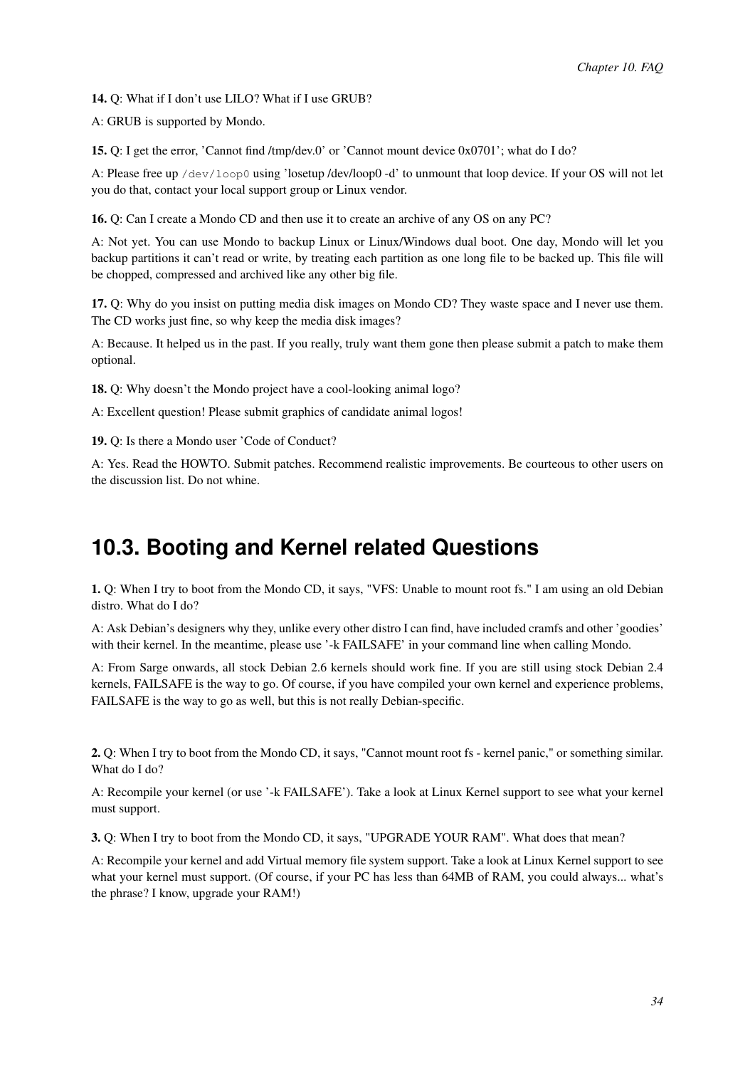**14.** Q: What if I don't use LILO? What if I use GRUB?

A: GRUB is supported by Mondo.

**15.** Q: I get the error, 'Cannot find /tmp/dev.0' or 'Cannot mount device 0x0701'; what do I do?

A: Please free up `/dev/loop0` using 'losetup /dev/loop0 -d' to unmount that loop device. If your OS will not let you do that, contact your local support group or Linux vendor.

**16.** Q: Can I create a Mondo CD and then use it to create an archive of any OS on any PC?

A: Not yet. You can use Mondo to backup Linux or Linux/Windows dual boot. One day, Mondo will let you backup partitions it can't read or write, by treating each partition as one long file to be backed up. This file will be chopped, compressed and archived like any other big file.

**17.** Q: Why do you insist on putting media disk images on Mondo CD? They waste space and I never use them. The CD works just fine, so why keep the media disk images?

A: Because. It helped us in the past. If you really, truly want them gone then please submit a patch to make them optional.

**18.** Q: Why doesn't the Mondo project have a cool-looking animal logo?

A: Excellent question! Please submit graphics of candidate animal logos!

**19.** Q: Is there a Mondo user 'Code of Conduct?

A: Yes. Read the HOWTO. Submit patches. Recommend realistic improvements. Be courteous to other users on the discussion list. Do not whine.

## 10.3. Booting and Kernel related Questions

**1.** Q: When I try to boot from the Mondo CD, it says, "VFS: Unable to mount root fs." I am using an old Debian distro. What do I do?

A: Ask Debian's designers why they, unlike every other distro I can find, have included cramfs and other 'goodies' with their kernel. In the meantime, please use '-k FAILSAFE' in your command line when calling Mondo.

A: From Sarge onwards, all stock Debian 2.6 kernels should work fine. If you are still using stock Debian 2.4 kernels, FAILSAFE is the way to go. Of course, if you have compiled your own kernel and experience problems, FAILSAFE is the way to go as well, but this is not really Debian-specific.

**2.** Q: When I try to boot from the Mondo CD, it says, "Cannot mount root fs - kernel panic," or something similar. What do I do?

A: Recompile your kernel (or use '-k FAILSAFE'). Take a look at Linux Kernel support to see what your kernel must support.

**3.** Q: When I try to boot from the Mondo CD, it says, "UPGRADE YOUR RAM". What does that mean?

A: Recompile your kernel and add Virtual memory file system support. Take a look at Linux Kernel support to see what your kernel must support. (Of course, if your PC has less than 64MB of RAM, you could always... what's the phrase? I know, upgrade your RAM!)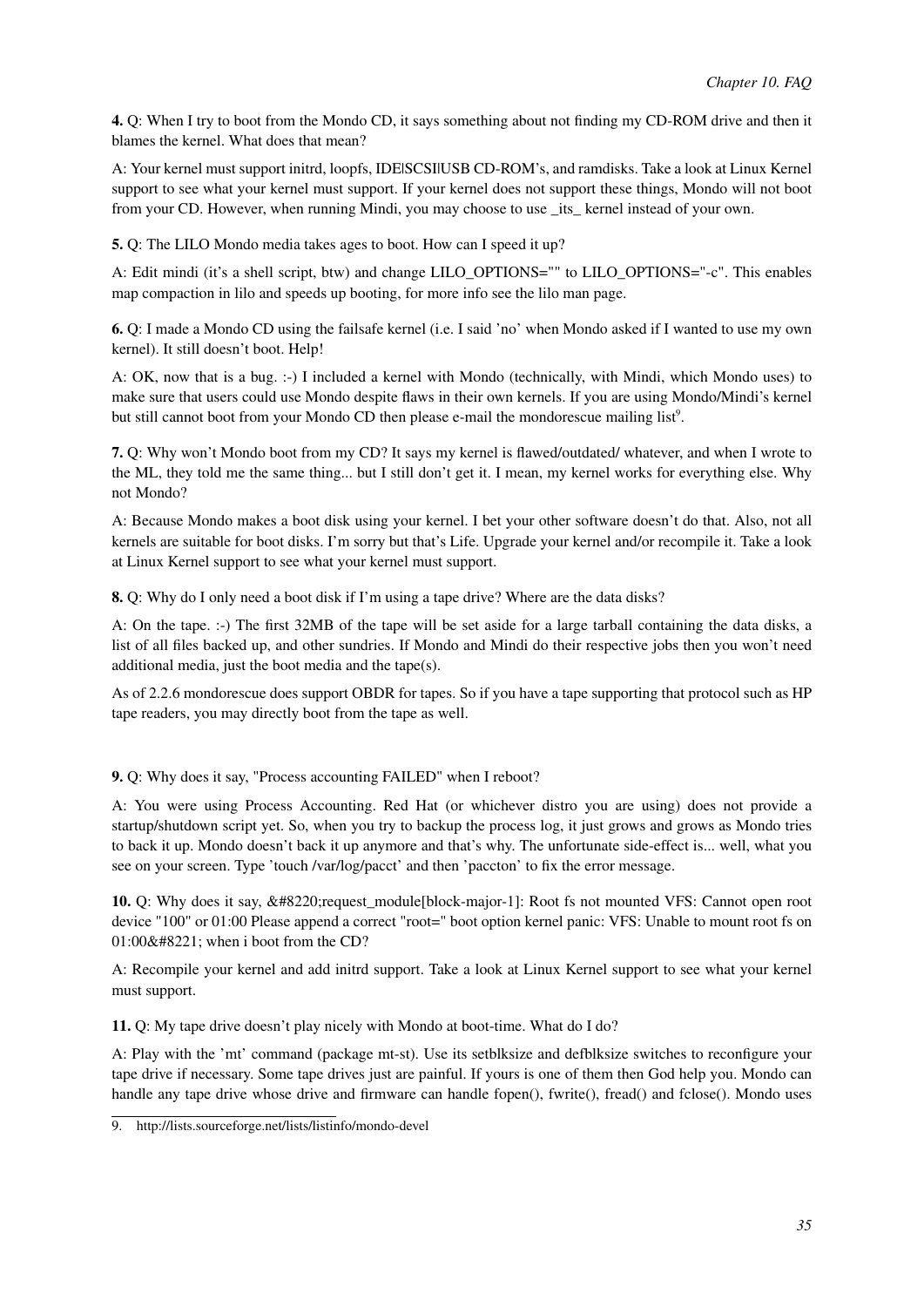**4.** Q: When I try to boot from the Mondo CD, it says something about not finding my CD-ROM drive and then it blames the kernel. What does that mean?

A: Your kernel must support initrd, loopfs, IDE|SCSI|USB CD-ROM's, and ramdisks. Take a look at Linux Kernel support to see what your kernel must support. If your kernel does not support these things, Mondo will not boot from your CD. However, when running Mindi, you may choose to use _its_ kernel instead of your own.

**5.** Q: The LILO Mondo media takes ages to boot. How can I speed it up?

A: Edit mindi (it's a shell script, btw) and change LILO_OPTIONS="" to LILO_OPTIONS="-c". This enables map compaction in lilo and speeds up booting, for more info see the lilo man page.

**6.** Q: I made a Mondo CD using the failsafe kernel (i.e. I said 'no' when Mondo asked if I wanted to use my own kernel). It still doesn't boot. Help!

A: OK, now that is a bug. :-) I included a kernel with Mondo (technically, with Mindi, which Mondo uses) to make sure that users could use Mondo despite flaws in their own kernels. If you are using Mondo/Mindi's kernel but still cannot boot from your Mondo CD then please e-mail the mondorescue mailing list[9].

**7.** Q: Why won't Mondo boot from my CD? It says my kernel is flawed/outdated/ whatever, and when I wrote to the ML, they told me the same thing... but I still don't get it. I mean, my kernel works for everything else. Why not Mondo?

A: Because Mondo makes a boot disk using your kernel. I bet your other software doesn't do that. Also, not all kernels are suitable for boot disks. I'm sorry but that's Life. Upgrade your kernel and/or recompile it. Take a look at Linux Kernel support to see what your kernel must support.

**8.** Q: Why do I only need a boot disk if I'm using a tape drive? Where are the data disks?

A: On the tape. :-) The first 32MB of the tape will be set aside for a large tarball containing the data disks, a list of all files backed up, and other sundries. If Mondo and Mindi do their respective jobs then you won't need additional media, just the boot media and the tape(s).

As of 2.2.6 mondorescue does support OBDR for tapes. So if you have a tape supporting that protocol such as HP tape readers, you may directly boot from the tape as well.

**9.** Q: Why does it say, "Process accounting FAILED" when I reboot?

A: You were using Process Accounting. Red Hat (or whichever distro you are using) does not provide a startup/shutdown script yet. So, when you try to backup the process log, it just grows and grows as Mondo tries to back it up. Mondo doesn't back it up anymore and that's why. The unfortunate side-effect is... well, what you see on your screen. Type 'touch /var/log/pacct' and then 'paccton' to fix the error message.

**10.** Q: Why does it say, &#8220;request_module[block-major-1]: Root fs not mounted VFS: Cannot open root device "100" or 01:00 Please append a correct "root=" boot option kernel panic: VFS: Unable to mount root fs on 01:00&#8221; when i boot from the CD?

A: Recompile your kernel and add initrd support. Take a look at Linux Kernel support to see what your kernel must support.

**11.** Q: My tape drive doesn't play nicely with Mondo at boot-time. What do I do?

A: Play with the 'mt' command (package mt-st). Use its setblksize and defblksize switches to reconfigure your tape drive if necessary. Some tape drives just are painful. If yours is one of them then God help you. Mondo can handle any tape drive whose drive and firmware can handle fopen(), fwrite(), fread() and fclose(). Mondo uses

9. http://lists.sourceforge.net/lists/listinfo/mondo-devel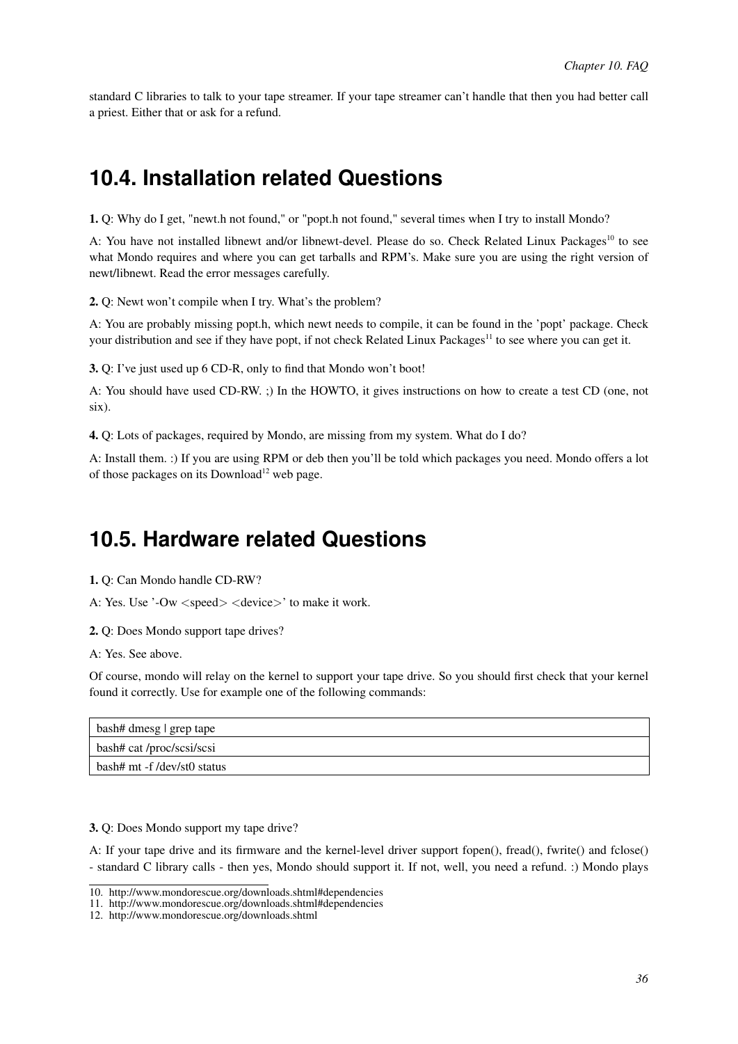standard C libraries to talk to your tape streamer. If your tape streamer can't handle that then you had better call a priest. Either that or ask for a refund.

## 10.4. Installation related Questions

**1.** Q: Why do I get, "newt.h not found," or "popt.h not found," several times when I try to install Mondo?

A: You have not installed libnewt and/or libnewt-devel. Please do so. Check Related Linux Packages[10] to see what Mondo requires and where you can get tarballs and RPM's. Make sure you are using the right version of newt/libnewt. Read the error messages carefully.

**2.** Q: Newt won't compile when I try. What's the problem?

A: You are probably missing popt.h, which newt needs to compile, it can be found in the 'popt' package. Check your distribution and see if they have popt, if not check Related Linux Packages[11] to see where you can get it.

**3.** Q: I've just used up 6 CD-R, only to find that Mondo won't boot!

A: You should have used CD-RW. ;) In the HOWTO, it gives instructions on how to create a test CD (one, not six).

**4.** Q: Lots of packages, required by Mondo, are missing from my system. What do I do?

A: Install them. :) If you are using RPM or deb then you'll be told which packages you need. Mondo offers a lot of those packages on its Download[12] web page.

## 10.5. Hardware related Questions

**1.** Q: Can Mondo handle CD-RW?

A: Yes. Use '-Ow <speed> <device>' to make it work.

**2.** Q: Does Mondo support tape drives?

A: Yes. See above.

Of course, mondo will relay on the kernel to support your tape drive. So you should first check that your kernel found it correctly. Use for example one of the following commands:

```
bash# dmesg | grep tape
bash# cat /proc/scsi/scsi
bash# mt -f /dev/st0 status
```

**3.** Q: Does Mondo support my tape drive?

A: If your tape drive and its firmware and the kernel-level driver support fopen(), fread(), fwrite() and fclose() - standard C library calls - then yes, Mondo should support it. If not, well, you need a refund. :) Mondo plays

10. http://www.mondorescue.org/downloads.shtml#dependencies
11. http://www.mondorescue.org/downloads.shtml#dependencies
12. http://www.mondorescue.org/downloads.shtml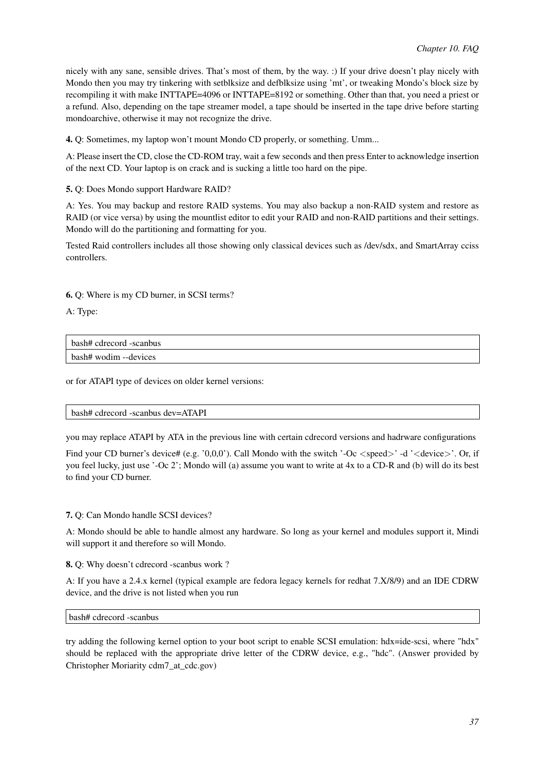nicely with any sane, sensible drives. That's most of them, by the way. :) If your drive doesn't play nicely with Mondo then you may try tinkering with setblksize and defblksize using 'mt', or tweaking Mondo's block size by recompiling it with make INTTAPE=4096 or INTTAPE=8192 or something. Other than that, you need a priest or a refund. Also, depending on the tape streamer model, a tape should be inserted in the tape drive before starting mondoarchive, otherwise it may not recognize the drive.

**4.** Q: Sometimes, my laptop won't mount Mondo CD properly, or something. Umm...

A: Please insert the CD, close the CD-ROM tray, wait a few seconds and then press Enter to acknowledge insertion of the next CD. Your laptop is on crack and is sucking a little too hard on the pipe.

**5.** Q: Does Mondo support Hardware RAID?

A: Yes. You may backup and restore RAID systems. You may also backup a non-RAID system and restore as RAID (or vice versa) by using the mountlist editor to edit your RAID and non-RAID partitions and their settings. Mondo will do the partitioning and formatting for you.

Tested Raid controllers includes all those showing only classical devices such as /dev/sdx, and SmartArray cciss controllers.

**6.** Q: Where is my CD burner, in SCSI terms?

A: Type:

```
bash# cdrecord -scanbus
bash# wodim --devices
```

or for ATAPI type of devices on older kernel versions:

```
bash# cdrecord -scanbus dev=ATAPI
```

you may replace ATAPI by ATA in the previous line with certain cdrecord versions and hadrware configurations

Find your CD burner's device# (e.g. '0,0,0'). Call Mondo with the switch '-Oc <speed>' -d '<device>'. Or, if you feel lucky, just use '-Oc 2'; Mondo will (a) assume you want to write at 4x to a CD-R and (b) will do its best to find your CD burner.

**7.** Q: Can Mondo handle SCSI devices?

A: Mondo should be able to handle almost any hardware. So long as your kernel and modules support it, Mindi will support it and therefore so will Mondo.

**8.** Q: Why doesn't cdrecord -scanbus work ?

A: If you have a 2.4.x kernel (typical example are fedora legacy kernels for redhat 7.X/8/9) and an IDE CDRW device, and the drive is not listed when you run

```
bash# cdrecord -scanbus
```

try adding the following kernel option to your boot script to enable SCSI emulation: hdx=ide-scsi, where "hdx" should be replaced with the appropriate drive letter of the CDRW device, e.g., "hdc". (Answer provided by Christopher Moriarity cdm7_at_cdc.gov)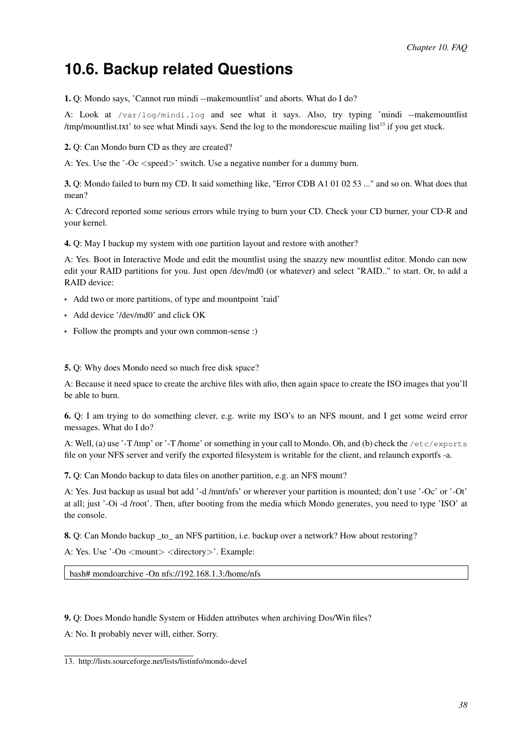## 10.6. Backup related Questions

**1.** Q: Mondo says, 'Cannot run mindi --makemountlist' and aborts. What do I do?

A: Look at `/var/log/mindi.log` and see what it says. Also, try typing 'mindi --makemountlist /tmp/mountlist.txt' to see what Mindi says. Send the log to the mondorescue mailing list[13] if you get stuck.

**2.** Q: Can Mondo burn CD as they are created?

A: Yes. Use the '-Oc <speed>' switch. Use a negative number for a dummy burn.

**3.** Q: Mondo failed to burn my CD. It said something like, "Error CDB A1 01 02 53 ..." and so on. What does that mean?

A: Cdrecord reported some serious errors while trying to burn your CD. Check your CD burner, your CD-R and your kernel.

**4.** Q: May I backup my system with one partition layout and restore with another?

A: Yes. Boot in Interactive Mode and edit the mountlist using the snazzy new mountlist editor. Mondo can now edit your RAID partitions for you. Just open /dev/md0 (or whatever) and select "RAID.." to start. Or, to add a RAID device:

- Add two or more partitions, of type and mountpoint 'raid'
- Add device '/dev/md0' and click OK
- Follow the prompts and your own common-sense :)

**5.** Q: Why does Mondo need so much free disk space?

A: Because it need space to create the archive files with afio, then again space to create the ISO images that you'll be able to burn.

**6.** Q: I am trying to do something clever, e.g. write my ISO's to an NFS mount, and I get some weird error messages. What do I do?

A: Well, (a) use '-T /tmp' or '-T /home' or something in your call to Mondo. Oh, and (b) check the `/etc/exports` file on your NFS server and verify the exported filesystem is writable for the client, and relaunch exportfs -a.

**7.** Q: Can Mondo backup to data files on another partition, e.g. an NFS mount?

A: Yes. Just backup as usual but add '-d /mnt/nfs' or wherever your partition is mounted; don't use '-Oc' or '-Ot' at all; just '-Oi -d /root'. Then, after booting from the media which Mondo generates, you need to type 'ISO' at the console.

**8.** Q: Can Mondo backup _to_ an NFS partition, i.e. backup over a network? How about restoring?

A: Yes. Use '-On <mount> <directory>'. Example:

```
bash# mondoarchive -On nfs://192.168.1.3:/home/nfs
```

**9.** Q: Does Mondo handle System or Hidden attributes when archiving Dos/Win files?

A: No. It probably never will, either. Sorry.

---

13. http://lists.sourceforge.net/lists/listinfo/mondo-devel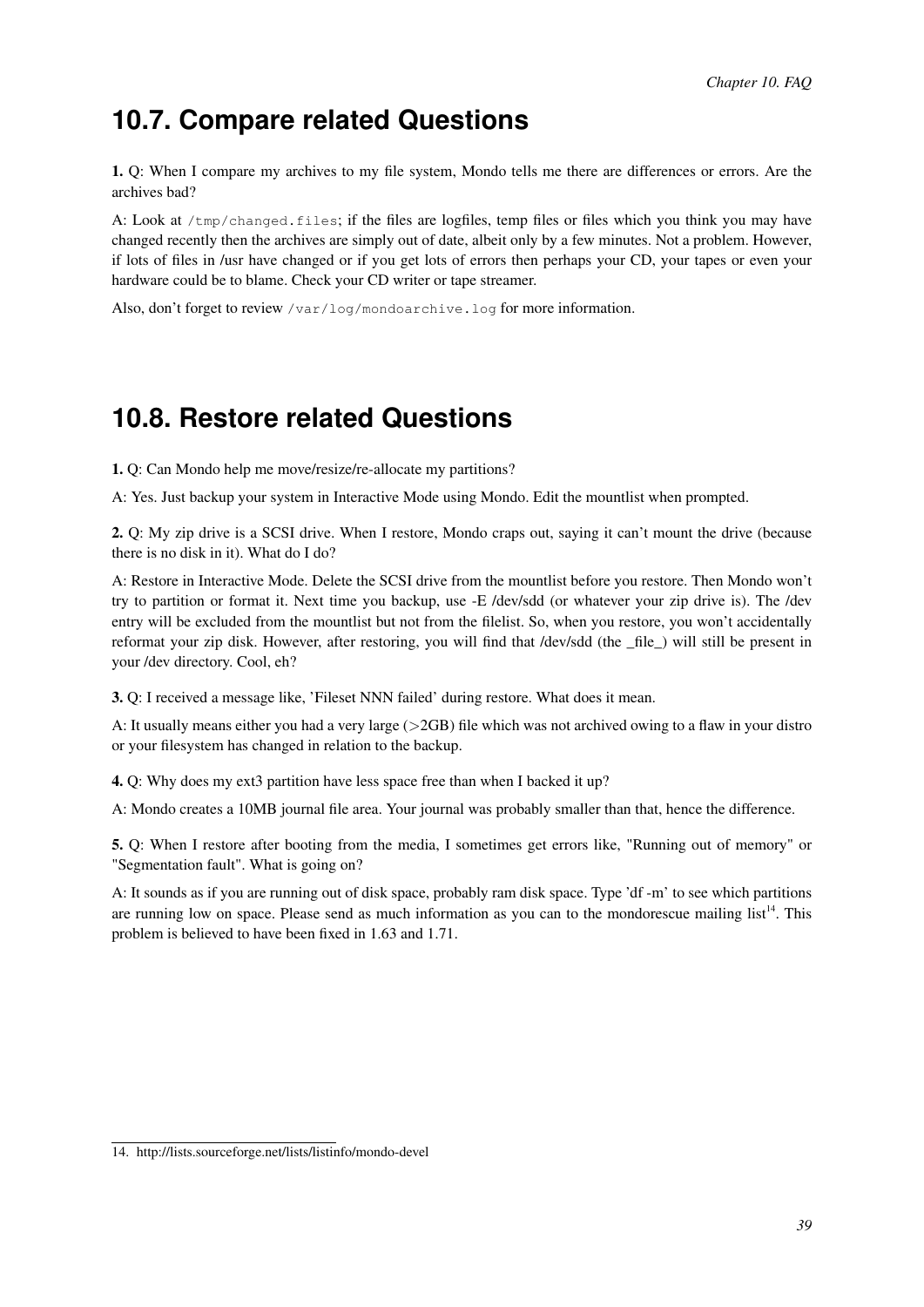## 10.7. Compare related Questions

**1.** Q: When I compare my archives to my file system, Mondo tells me there are differences or errors. Are the archives bad?

A: Look at `/tmp/changed.files`; if the files are logfiles, temp files or files which you think you may have changed recently then the archives are simply out of date, albeit only by a few minutes. Not a problem. However, if lots of files in /usr have changed or if you get lots of errors then perhaps your CD, your tapes or even your hardware could be to blame. Check your CD writer or tape streamer.

Also, don't forget to review `/var/log/mondoarchive.log` for more information.

## 10.8. Restore related Questions

**1.** Q: Can Mondo help me move/resize/re-allocate my partitions?

A: Yes. Just backup your system in Interactive Mode using Mondo. Edit the mountlist when prompted.

**2.** Q: My zip drive is a SCSI drive. When I restore, Mondo craps out, saying it can't mount the drive (because there is no disk in it). What do I do?

A: Restore in Interactive Mode. Delete the SCSI drive from the mountlist before you restore. Then Mondo won't try to partition or format it. Next time you backup, use -E /dev/sdd (or whatever your zip drive is). The /dev entry will be excluded from the mountlist but not from the filelist. So, when you restore, you won't accidentally reformat your zip disk. However, after restoring, you will find that /dev/sdd (the _file_) will still be present in your /dev directory. Cool, eh?

**3.** Q: I received a message like, 'Fileset NNN failed' during restore. What does it mean.

A: It usually means either you had a very large (>2GB) file which was not archived owing to a flaw in your distro or your filesystem has changed in relation to the backup.

**4.** Q: Why does my ext3 partition have less space free than when I backed it up?

A: Mondo creates a 10MB journal file area. Your journal was probably smaller than that, hence the difference.

**5.** Q: When I restore after booting from the media, I sometimes get errors like, "Running out of memory" or "Segmentation fault". What is going on?

A: It sounds as if you are running out of disk space, probably ram disk space. Type 'df -m' to see which partitions are running low on space. Please send as much information as you can to the mondorescue mailing list[14]. This problem is believed to have been fixed in 1.63 and 1.71.

---

14. http://lists.sourceforge.net/lists/listinfo/mondo-devel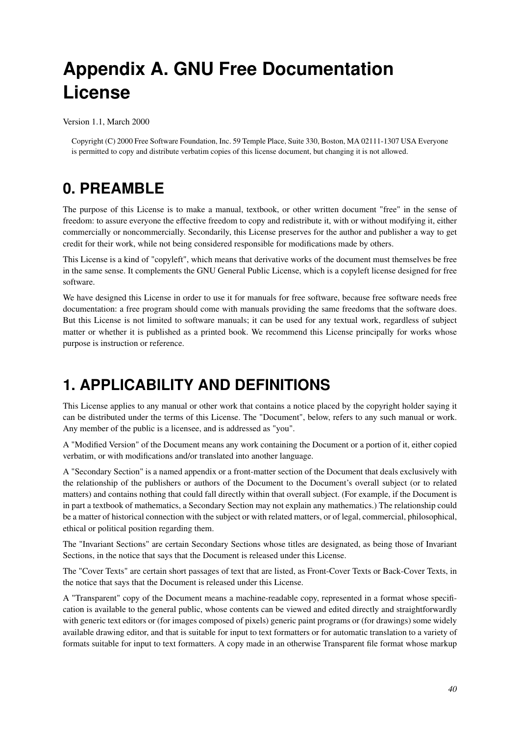# Appendix A. GNU Free Documentation License

Version 1.1, March 2000

> Copyright (C) 2000 Free Software Foundation, Inc. 59 Temple Place, Suite 330, Boston, MA 02111-1307 USA Everyone is permitted to copy and distribute verbatim copies of this license document, but changing it is not allowed.

## 0. PREAMBLE

The purpose of this License is to make a manual, textbook, or other written document "free" in the sense of freedom: to assure everyone the effective freedom to copy and redistribute it, with or without modifying it, either commercially or noncommercially. Secondarily, this License preserves for the author and publisher a way to get credit for their work, while not being considered responsible for modifications made by others.

This License is a kind of "copyleft", which means that derivative works of the document must themselves be free in the same sense. It complements the GNU General Public License, which is a copyleft license designed for free software.

We have designed this License in order to use it for manuals for free software, because free software needs free documentation: a free program should come with manuals providing the same freedoms that the software does. But this License is not limited to software manuals; it can be used for any textual work, regardless of subject matter or whether it is published as a printed book. We recommend this License principally for works whose purpose is instruction or reference.

## 1. APPLICABILITY AND DEFINITIONS

This License applies to any manual or other work that contains a notice placed by the copyright holder saying it can be distributed under the terms of this License. The "Document", below, refers to any such manual or work. Any member of the public is a licensee, and is addressed as "you".

A "Modified Version" of the Document means any work containing the Document or a portion of it, either copied verbatim, or with modifications and/or translated into another language.

A "Secondary Section" is a named appendix or a front-matter section of the Document that deals exclusively with the relationship of the publishers or authors of the Document to the Document's overall subject (or to related matters) and contains nothing that could fall directly within that overall subject. (For example, if the Document is in part a textbook of mathematics, a Secondary Section may not explain any mathematics.) The relationship could be a matter of historical connection with the subject or with related matters, or of legal, commercial, philosophical, ethical or political position regarding them.

The "Invariant Sections" are certain Secondary Sections whose titles are designated, as being those of Invariant Sections, in the notice that says that the Document is released under this License.

The "Cover Texts" are certain short passages of text that are listed, as Front-Cover Texts or Back-Cover Texts, in the notice that says that the Document is released under this License.

A "Transparent" copy of the Document means a machine-readable copy, represented in a format whose specification is available to the general public, whose contents can be viewed and edited directly and straightforwardly with generic text editors or (for images composed of pixels) generic paint programs or (for drawings) some widely available drawing editor, and that is suitable for input to text formatters or for automatic translation to a variety of formats suitable for input to text formatters. A copy made in an otherwise Transparent file format whose markup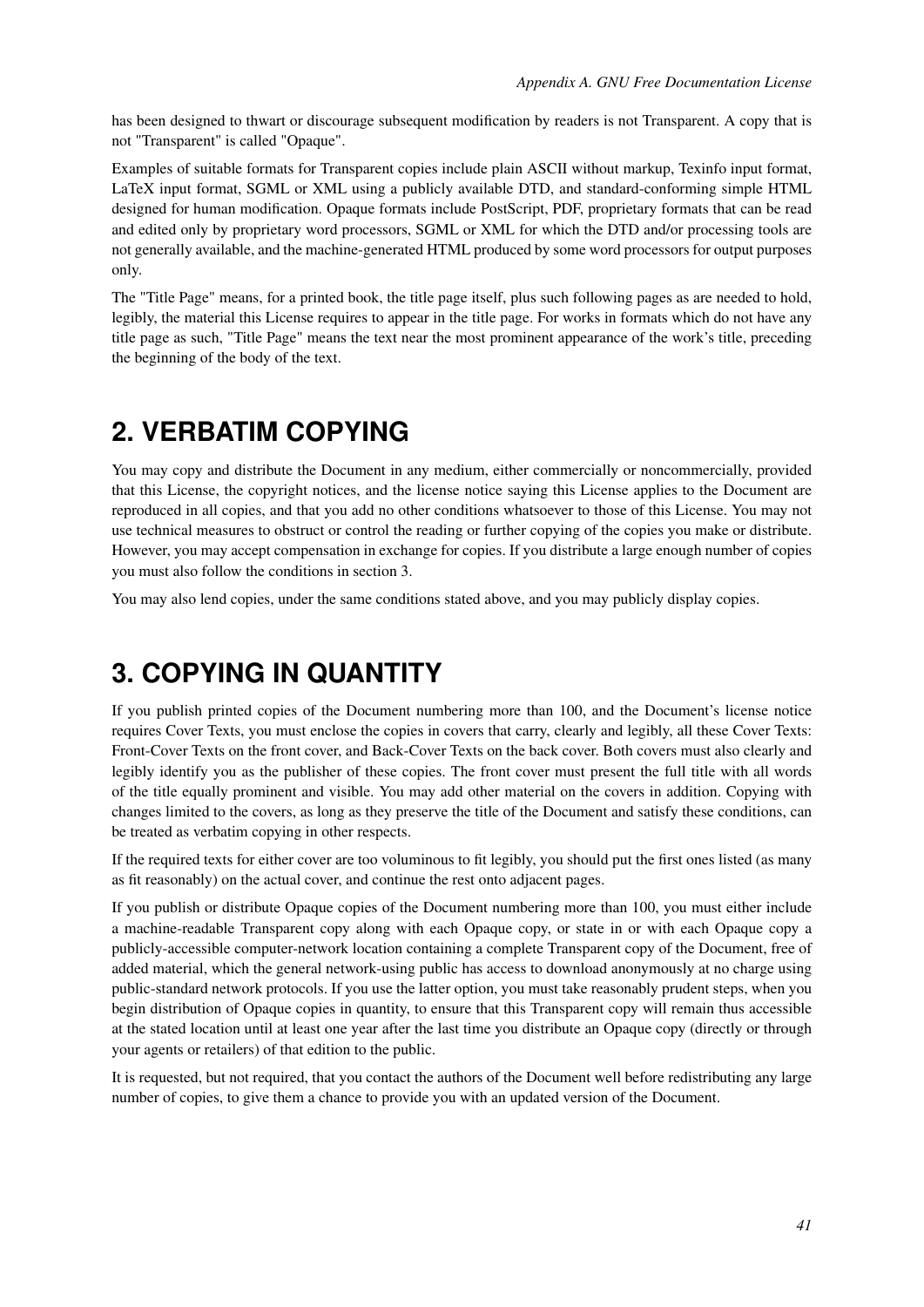has been designed to thwart or discourage subsequent modification by readers is not Transparent. A copy that is not "Transparent" is called "Opaque".

Examples of suitable formats for Transparent copies include plain ASCII without markup, Texinfo input format, LaTeX input format, SGML or XML using a publicly available DTD, and standard-conforming simple HTML designed for human modification. Opaque formats include PostScript, PDF, proprietary formats that can be read and edited only by proprietary word processors, SGML or XML for which the DTD and/or processing tools are not generally available, and the machine-generated HTML produced by some word processors for output purposes only.

The "Title Page" means, for a printed book, the title page itself, plus such following pages as are needed to hold, legibly, the material this License requires to appear in the title page. For works in formats which do not have any title page as such, "Title Page" means the text near the most prominent appearance of the work's title, preceding the beginning of the body of the text.

# 2. VERBATIM COPYING

You may copy and distribute the Document in any medium, either commercially or noncommercially, provided that this License, the copyright notices, and the license notice saying this License applies to the Document are reproduced in all copies, and that you add no other conditions whatsoever to those of this License. You may not use technical measures to obstruct or control the reading or further copying of the copies you make or distribute. However, you may accept compensation in exchange for copies. If you distribute a large enough number of copies you must also follow the conditions in section 3.

You may also lend copies, under the same conditions stated above, and you may publicly display copies.

# 3. COPYING IN QUANTITY

If you publish printed copies of the Document numbering more than 100, and the Document's license notice requires Cover Texts, you must enclose the copies in covers that carry, clearly and legibly, all these Cover Texts: Front-Cover Texts on the front cover, and Back-Cover Texts on the back cover. Both covers must also clearly and legibly identify you as the publisher of these copies. The front cover must present the full title with all words of the title equally prominent and visible. You may add other material on the covers in addition. Copying with changes limited to the covers, as long as they preserve the title of the Document and satisfy these conditions, can be treated as verbatim copying in other respects.

If the required texts for either cover are too voluminous to fit legibly, you should put the first ones listed (as many as fit reasonably) on the actual cover, and continue the rest onto adjacent pages.

If you publish or distribute Opaque copies of the Document numbering more than 100, you must either include a machine-readable Transparent copy along with each Opaque copy, or state in or with each Opaque copy a publicly-accessible computer-network location containing a complete Transparent copy of the Document, free of added material, which the general network-using public has access to download anonymously at no charge using public-standard network protocols. If you use the latter option, you must take reasonably prudent steps, when you begin distribution of Opaque copies in quantity, to ensure that this Transparent copy will remain thus accessible at the stated location until at least one year after the last time you distribute an Opaque copy (directly or through your agents or retailers) of that edition to the public.

It is requested, but not required, that you contact the authors of the Document well before redistributing any large number of copies, to give them a chance to provide you with an updated version of the Document.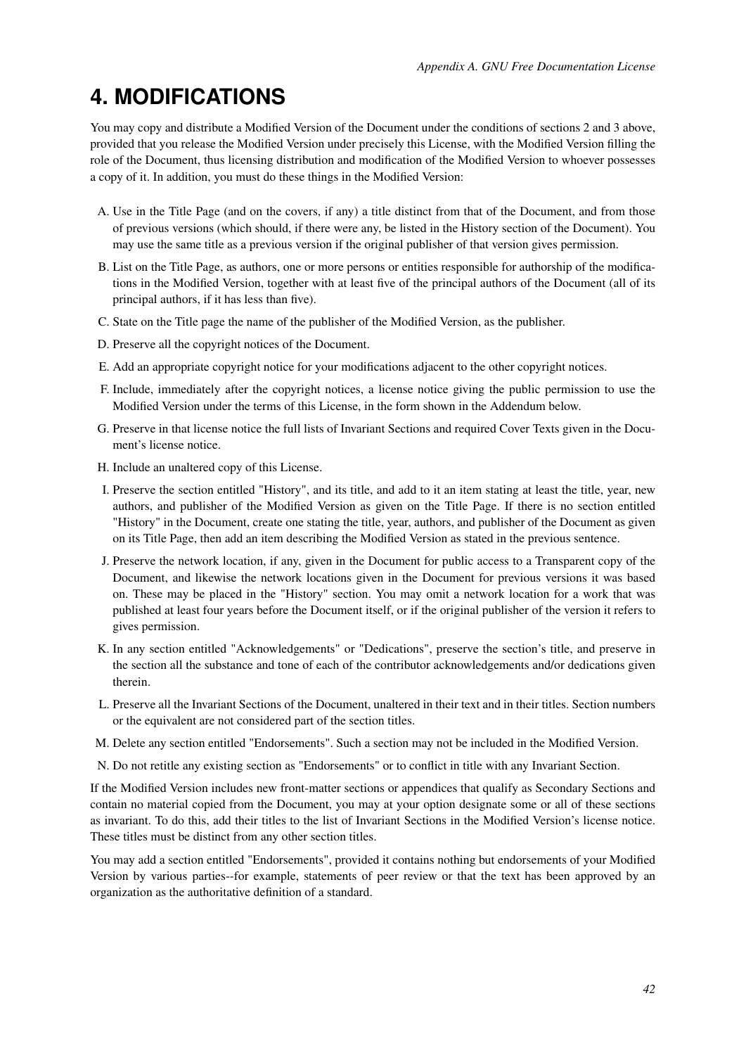## 4. MODIFICATIONS

You may copy and distribute a Modified Version of the Document under the conditions of sections 2 and 3 above, provided that you release the Modified Version under precisely this License, with the Modified Version filling the role of the Document, thus licensing distribution and modification of the Modified Version to whoever possesses a copy of it. In addition, you must do these things in the Modified Version:

A. Use in the Title Page (and on the covers, if any) a title distinct from that of the Document, and from those of previous versions (which should, if there were any, be listed in the History section of the Document). You may use the same title as a previous version if the original publisher of that version gives permission.

B. List on the Title Page, as authors, one or more persons or entities responsible for authorship of the modifications in the Modified Version, together with at least five of the principal authors of the Document (all of its principal authors, if it has less than five).

C. State on the Title page the name of the publisher of the Modified Version, as the publisher.

D. Preserve all the copyright notices of the Document.

E. Add an appropriate copyright notice for your modifications adjacent to the other copyright notices.

F. Include, immediately after the copyright notices, a license notice giving the public permission to use the Modified Version under the terms of this License, in the form shown in the Addendum below.

G. Preserve in that license notice the full lists of Invariant Sections and required Cover Texts given in the Document's license notice.

H. Include an unaltered copy of this License.

I. Preserve the section entitled "History", and its title, and add to it an item stating at least the title, year, new authors, and publisher of the Modified Version as given on the Title Page. If there is no section entitled "History" in the Document, create one stating the title, year, authors, and publisher of the Document as given on its Title Page, then add an item describing the Modified Version as stated in the previous sentence.

J. Preserve the network location, if any, given in the Document for public access to a Transparent copy of the Document, and likewise the network locations given in the Document for previous versions it was based on. These may be placed in the "History" section. You may omit a network location for a work that was published at least four years before the Document itself, or if the original publisher of the version it refers to gives permission.

K. In any section entitled "Acknowledgements" or "Dedications", preserve the section's title, and preserve in the section all the substance and tone of each of the contributor acknowledgements and/or dedications given therein.

L. Preserve all the Invariant Sections of the Document, unaltered in their text and in their titles. Section numbers or the equivalent are not considered part of the section titles.

M. Delete any section entitled "Endorsements". Such a section may not be included in the Modified Version.

N. Do not retitle any existing section as "Endorsements" or to conflict in title with any Invariant Section.

If the Modified Version includes new front-matter sections or appendices that qualify as Secondary Sections and contain no material copied from the Document, you may at your option designate some or all of these sections as invariant. To do this, add their titles to the list of Invariant Sections in the Modified Version's license notice. These titles must be distinct from any other section titles.

You may add a section entitled "Endorsements", provided it contains nothing but endorsements of your Modified Version by various parties--for example, statements of peer review or that the text has been approved by an organization as the authoritative definition of a standard.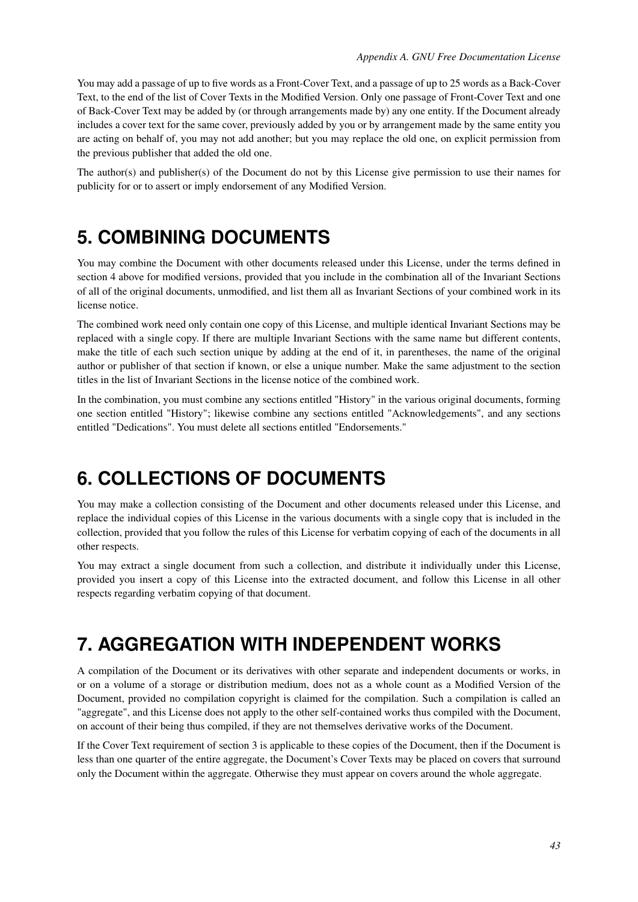You may add a passage of up to five words as a Front-Cover Text, and a passage of up to 25 words as a Back-Cover Text, to the end of the list of Cover Texts in the Modified Version. Only one passage of Front-Cover Text and one of Back-Cover Text may be added by (or through arrangements made by) any one entity. If the Document already includes a cover text for the same cover, previously added by you or by arrangement made by the same entity you are acting on behalf of, you may not add another; but you may replace the old one, on explicit permission from the previous publisher that added the old one.

The author(s) and publisher(s) of the Document do not by this License give permission to use their names for publicity for or to assert or imply endorsement of any Modified Version.

# 5. COMBINING DOCUMENTS

You may combine the Document with other documents released under this License, under the terms defined in section 4 above for modified versions, provided that you include in the combination all of the Invariant Sections of all of the original documents, unmodified, and list them all as Invariant Sections of your combined work in its license notice.

The combined work need only contain one copy of this License, and multiple identical Invariant Sections may be replaced with a single copy. If there are multiple Invariant Sections with the same name but different contents, make the title of each such section unique by adding at the end of it, in parentheses, the name of the original author or publisher of that section if known, or else a unique number. Make the same adjustment to the section titles in the list of Invariant Sections in the license notice of the combined work.

In the combination, you must combine any sections entitled "History" in the various original documents, forming one section entitled "History"; likewise combine any sections entitled "Acknowledgements", and any sections entitled "Dedications". You must delete all sections entitled "Endorsements."

# 6. COLLECTIONS OF DOCUMENTS

You may make a collection consisting of the Document and other documents released under this License, and replace the individual copies of this License in the various documents with a single copy that is included in the collection, provided that you follow the rules of this License for verbatim copying of each of the documents in all other respects.

You may extract a single document from such a collection, and distribute it individually under this License, provided you insert a copy of this License into the extracted document, and follow this License in all other respects regarding verbatim copying of that document.

# 7. AGGREGATION WITH INDEPENDENT WORKS

A compilation of the Document or its derivatives with other separate and independent documents or works, in or on a volume of a storage or distribution medium, does not as a whole count as a Modified Version of the Document, provided no compilation copyright is claimed for the compilation. Such a compilation is called an "aggregate", and this License does not apply to the other self-contained works thus compiled with the Document, on account of their being thus compiled, if they are not themselves derivative works of the Document.

If the Cover Text requirement of section 3 is applicable to these copies of the Document, then if the Document is less than one quarter of the entire aggregate, the Document's Cover Texts may be placed on covers that surround only the Document within the aggregate. Otherwise they must appear on covers around the whole aggregate.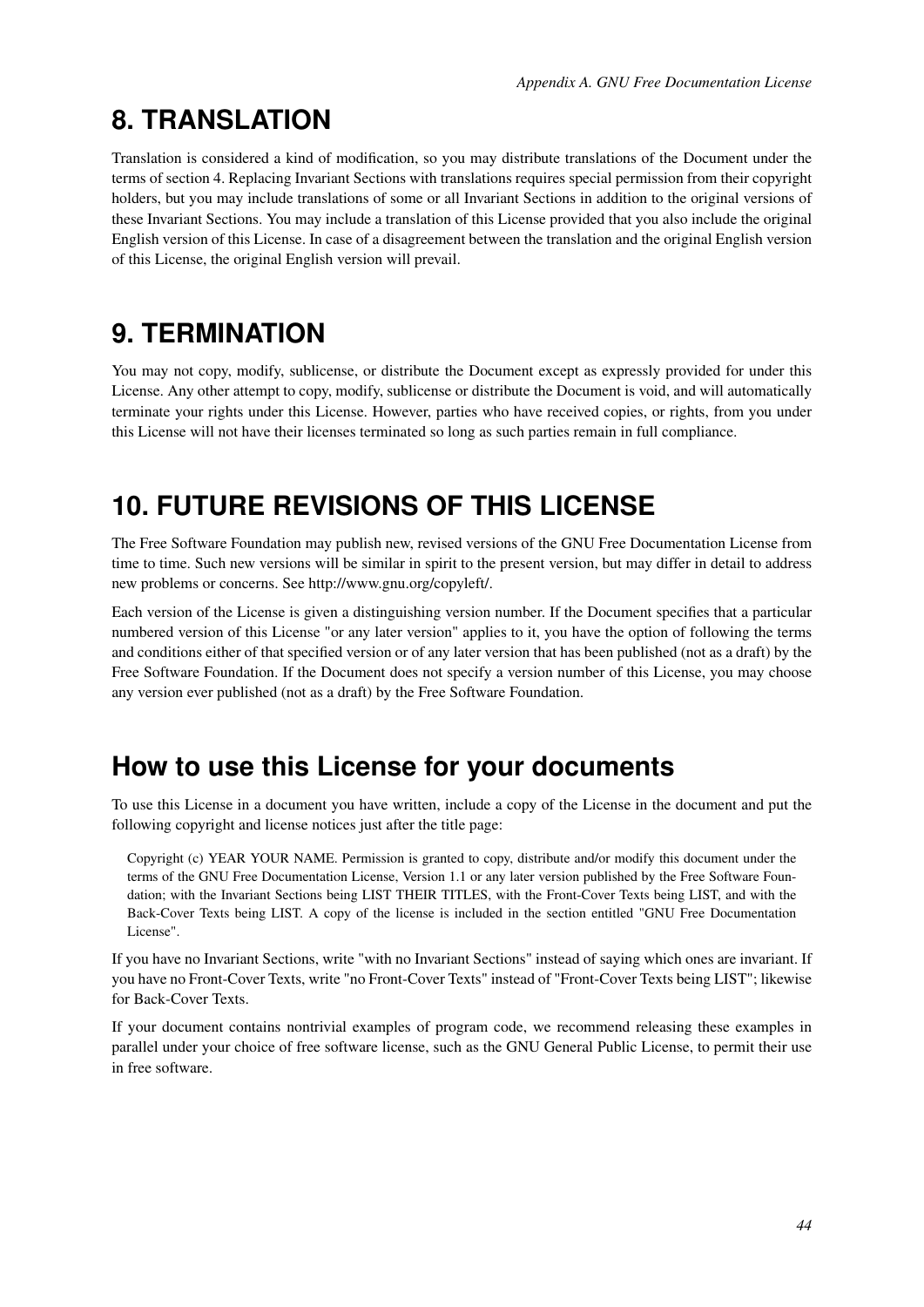## 8. TRANSLATION

Translation is considered a kind of modification, so you may distribute translations of the Document under the terms of section 4. Replacing Invariant Sections with translations requires special permission from their copyright holders, but you may include translations of some or all Invariant Sections in addition to the original versions of these Invariant Sections. You may include a translation of this License provided that you also include the original English version of this License. In case of a disagreement between the translation and the original English version of this License, the original English version will prevail.

## 9. TERMINATION

You may not copy, modify, sublicense, or distribute the Document except as expressly provided for under this License. Any other attempt to copy, modify, sublicense or distribute the Document is void, and will automatically terminate your rights under this License. However, parties who have received copies, or rights, from you under this License will not have their licenses terminated so long as such parties remain in full compliance.

## 10. FUTURE REVISIONS OF THIS LICENSE

The Free Software Foundation may publish new, revised versions of the GNU Free Documentation License from time to time. Such new versions will be similar in spirit to the present version, but may differ in detail to address new problems or concerns. See http://www.gnu.org/copyleft/.

Each version of the License is given a distinguishing version number. If the Document specifies that a particular numbered version of this License "or any later version" applies to it, you have the option of following the terms and conditions either of that specified version or of any later version that has been published (not as a draft) by the Free Software Foundation. If the Document does not specify a version number of this License, you may choose any version ever published (not as a draft) by the Free Software Foundation.

## How to use this License for your documents

To use this License in a document you have written, include a copy of the License in the document and put the following copyright and license notices just after the title page:

> Copyright (c) YEAR YOUR NAME. Permission is granted to copy, distribute and/or modify this document under the terms of the GNU Free Documentation License, Version 1.1 or any later version published by the Free Software Foundation; with the Invariant Sections being LIST THEIR TITLES, with the Front-Cover Texts being LIST, and with the Back-Cover Texts being LIST. A copy of the license is included in the section entitled "GNU Free Documentation License".

If you have no Invariant Sections, write "with no Invariant Sections" instead of saying which ones are invariant. If you have no Front-Cover Texts, write "no Front-Cover Texts" instead of "Front-Cover Texts being LIST"; likewise for Back-Cover Texts.

If your document contains nontrivial examples of program code, we recommend releasing these examples in parallel under your choice of free software license, such as the GNU General Public License, to permit their use in free software.